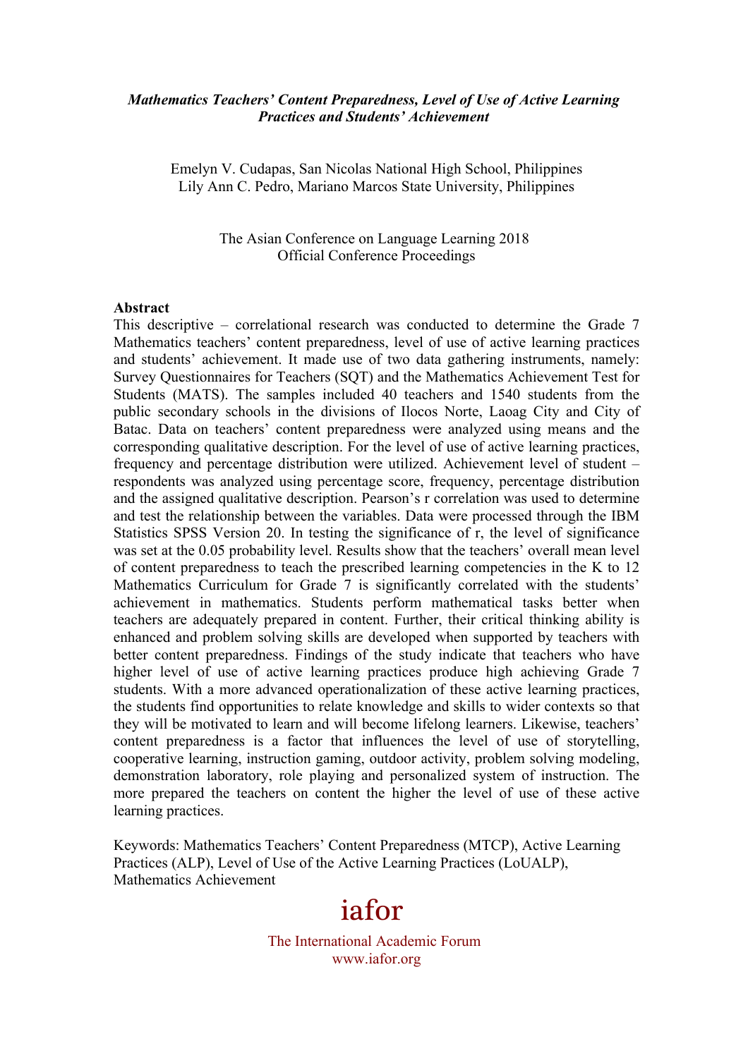***Mathematics Teachers' Content Preparedness, Level of Use of Active Learning Practices and Students' Achievement***

Emelyn V. Cudapas, San Nicolas National High School, Philippines
Lily Ann C. Pedro, Mariano Marcos State University, Philippines

The Asian Conference on Language Learning 2018
Official Conference Proceedings

**Abstract**

This descriptive – correlational research was conducted to determine the Grade 7 Mathematics teachers' content preparedness, level of use of active learning practices and students' achievement. It made use of two data gathering instruments, namely: Survey Questionnaires for Teachers (SQT) and the Mathematics Achievement Test for Students (MATS). The samples included 40 teachers and 1540 students from the public secondary schools in the divisions of Ilocos Norte, Laoag City and City of Batac. Data on teachers' content preparedness were analyzed using means and the corresponding qualitative description. For the level of use of active learning practices, frequency and percentage distribution were utilized. Achievement level of student – respondents was analyzed using percentage score, frequency, percentage distribution and the assigned qualitative description. Pearson's r correlation was used to determine and test the relationship between the variables. Data were processed through the IBM Statistics SPSS Version 20. In testing the significance of r, the level of significance was set at the 0.05 probability level. Results show that the teachers' overall mean level of content preparedness to teach the prescribed learning competencies in the K to 12 Mathematics Curriculum for Grade 7 is significantly correlated with the students' achievement in mathematics. Students perform mathematical tasks better when teachers are adequately prepared in content. Further, their critical thinking ability is enhanced and problem solving skills are developed when supported by teachers with better content preparedness. Findings of the study indicate that teachers who have higher level of use of active learning practices produce high achieving Grade 7 students. With a more advanced operationalization of these active learning practices, the students find opportunities to relate knowledge and skills to wider contexts so that they will be motivated to learn and will become lifelong learners. Likewise, teachers' content preparedness is a factor that influences the level of use of storytelling, cooperative learning, instruction gaming, outdoor activity, problem solving modeling, demonstration laboratory, role playing and personalized system of instruction. The more prepared the teachers on content the higher the level of use of these active learning practices.

Keywords: Mathematics Teachers' Content Preparedness (MTCP), Active Learning Practices (ALP), Level of Use of the Active Learning Practices (LoUALP), Mathematics Achievement

iafor

The International Academic Forum
www.iafor.org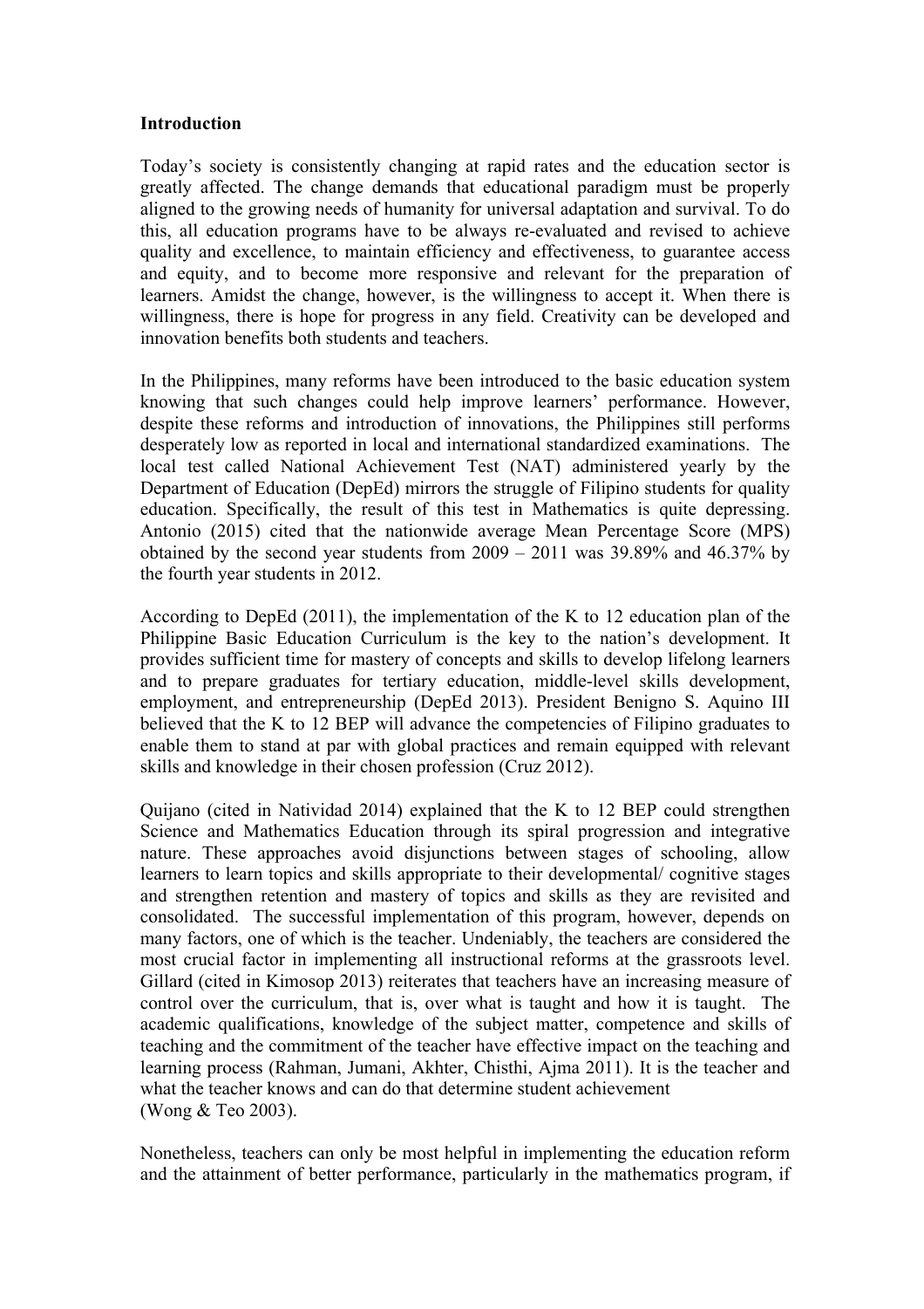**Introduction**

Today's society is consistently changing at rapid rates and the education sector is greatly affected. The change demands that educational paradigm must be properly aligned to the growing needs of humanity for universal adaptation and survival. To do this, all education programs have to be always re-evaluated and revised to achieve quality and excellence, to maintain efficiency and effectiveness, to guarantee access and equity, and to become more responsive and relevant for the preparation of learners. Amidst the change, however, is the willingness to accept it. When there is willingness, there is hope for progress in any field. Creativity can be developed and innovation benefits both students and teachers.

In the Philippines, many reforms have been introduced to the basic education system knowing that such changes could help improve learners' performance. However, despite these reforms and introduction of innovations, the Philippines still performs desperately low as reported in local and international standardized examinations. The local test called National Achievement Test (NAT) administered yearly by the Department of Education (DepEd) mirrors the struggle of Filipino students for quality education. Specifically, the result of this test in Mathematics is quite depressing. Antonio (2015) cited that the nationwide average Mean Percentage Score (MPS) obtained by the second year students from 2009 – 2011 was 39.89% and 46.37% by the fourth year students in 2012.

According to DepEd (2011), the implementation of the K to 12 education plan of the Philippine Basic Education Curriculum is the key to the nation's development. It provides sufficient time for mastery of concepts and skills to develop lifelong learners and to prepare graduates for tertiary education, middle-level skills development, employment, and entrepreneurship (DepEd 2013). President Benigno S. Aquino III believed that the K to 12 BEP will advance the competencies of Filipino graduates to enable them to stand at par with global practices and remain equipped with relevant skills and knowledge in their chosen profession (Cruz 2012).

Quijano (cited in Natividad 2014) explained that the K to 12 BEP could strengthen Science and Mathematics Education through its spiral progression and integrative nature. These approaches avoid disjunctions between stages of schooling, allow learners to learn topics and skills appropriate to their developmental/ cognitive stages and strengthen retention and mastery of topics and skills as they are revisited and consolidated. The successful implementation of this program, however, depends on many factors, one of which is the teacher. Undeniably, the teachers are considered the most crucial factor in implementing all instructional reforms at the grassroots level. Gillard (cited in Kimosop 2013) reiterates that teachers have an increasing measure of control over the curriculum, that is, over what is taught and how it is taught. The academic qualifications, knowledge of the subject matter, competence and skills of teaching and the commitment of the teacher have effective impact on the teaching and learning process (Rahman, Jumani, Akhter, Chisthi, Ajma 2011). It is the teacher and what the teacher knows and can do that determine student achievement (Wong & Teo 2003).

Nonetheless, teachers can only be most helpful in implementing the education reform and the attainment of better performance, particularly in the mathematics program, if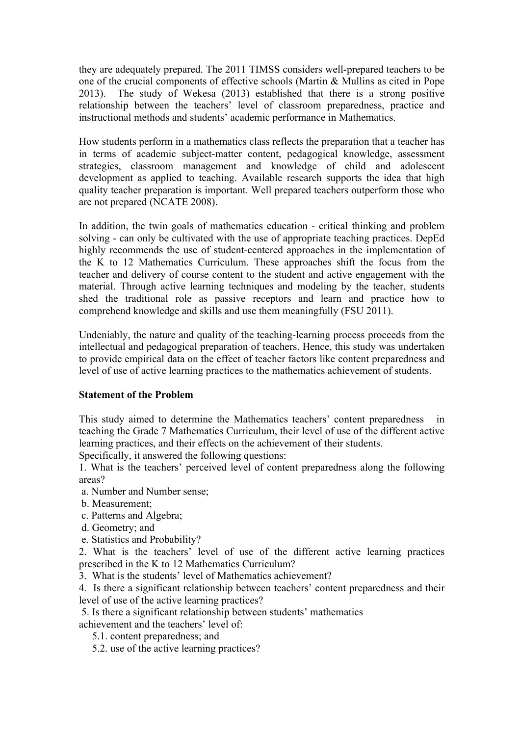they are adequately prepared. The 2011 TIMSS considers well-prepared teachers to be one of the crucial components of effective schools (Martin & Mullins as cited in Pope 2013). The study of Wekesa (2013) established that there is a strong positive relationship between the teachers' level of classroom preparedness, practice and instructional methods and students' academic performance in Mathematics.

How students perform in a mathematics class reflects the preparation that a teacher has in terms of academic subject-matter content, pedagogical knowledge, assessment strategies, classroom management and knowledge of child and adolescent development as applied to teaching. Available research supports the idea that high quality teacher preparation is important. Well prepared teachers outperform those who are not prepared (NCATE 2008).

In addition, the twin goals of mathematics education - critical thinking and problem solving - can only be cultivated with the use of appropriate teaching practices. DepEd highly recommends the use of student-centered approaches in the implementation of the K to 12 Mathematics Curriculum. These approaches shift the focus from the teacher and delivery of course content to the student and active engagement with the material. Through active learning techniques and modeling by the teacher, students shed the traditional role as passive receptors and learn and practice how to comprehend knowledge and skills and use them meaningfully (FSU 2011).

Undeniably, the nature and quality of the teaching-learning process proceeds from the intellectual and pedagogical preparation of teachers. Hence, this study was undertaken to provide empirical data on the effect of teacher factors like content preparedness and level of use of active learning practices to the mathematics achievement of students.

**Statement of the Problem**

This study aimed to determine the Mathematics teachers' content preparedness in teaching the Grade 7 Mathematics Curriculum, their level of use of the different active learning practices, and their effects on the achievement of their students.

Specifically, it answered the following questions:

1. What is the teachers' perceived level of content preparedness along the following areas?
   a. Number and Number sense;
   b. Measurement;
   c. Patterns and Algebra;
   d. Geometry; and
   e. Statistics and Probability?
2. What is the teachers' level of use of the different active learning practices prescribed in the K to 12 Mathematics Curriculum?
3. What is the students' level of Mathematics achievement?
4. Is there a significant relationship between teachers' content preparedness and their level of use of the active learning practices?
5. Is there a significant relationship between students' mathematics achievement and the teachers' level of:
   5.1. content preparedness; and
   5.2. use of the active learning practices?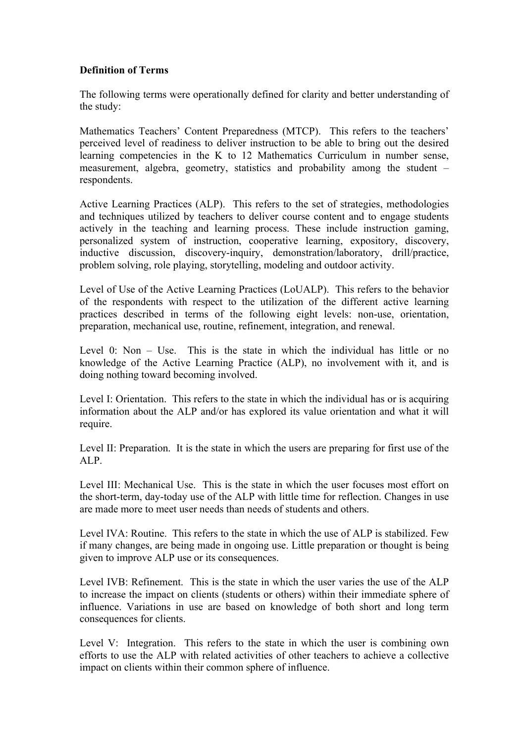**Definition of Terms**

The following terms were operationally defined for clarity and better understanding of the study:

Mathematics Teachers' Content Preparedness (MTCP). This refers to the teachers' perceived level of readiness to deliver instruction to be able to bring out the desired learning competencies in the K to 12 Mathematics Curriculum in number sense, measurement, algebra, geometry, statistics and probability among the student – respondents.

Active Learning Practices (ALP). This refers to the set of strategies, methodologies and techniques utilized by teachers to deliver course content and to engage students actively in the teaching and learning process. These include instruction gaming, personalized system of instruction, cooperative learning, expository, discovery, inductive discussion, discovery-inquiry, demonstration/laboratory, drill/practice, problem solving, role playing, storytelling, modeling and outdoor activity.

Level of Use of the Active Learning Practices (LoUALP). This refers to the behavior of the respondents with respect to the utilization of the different active learning practices described in terms of the following eight levels: non-use, orientation, preparation, mechanical use, routine, refinement, integration, and renewal.

Level 0: Non – Use. This is the state in which the individual has little or no knowledge of the Active Learning Practice (ALP), no involvement with it, and is doing nothing toward becoming involved.

Level I: Orientation. This refers to the state in which the individual has or is acquiring information about the ALP and/or has explored its value orientation and what it will require.

Level II: Preparation. It is the state in which the users are preparing for first use of the ALP.

Level III: Mechanical Use. This is the state in which the user focuses most effort on the short-term, day-today use of the ALP with little time for reflection. Changes in use are made more to meet user needs than needs of students and others.

Level IVA: Routine. This refers to the state in which the use of ALP is stabilized. Few if many changes, are being made in ongoing use. Little preparation or thought is being given to improve ALP use or its consequences.

Level IVB: Refinement. This is the state in which the user varies the use of the ALP to increase the impact on clients (students or others) within their immediate sphere of influence. Variations in use are based on knowledge of both short and long term consequences for clients.

Level V: Integration. This refers to the state in which the user is combining own efforts to use the ALP with related activities of other teachers to achieve a collective impact on clients within their common sphere of influence.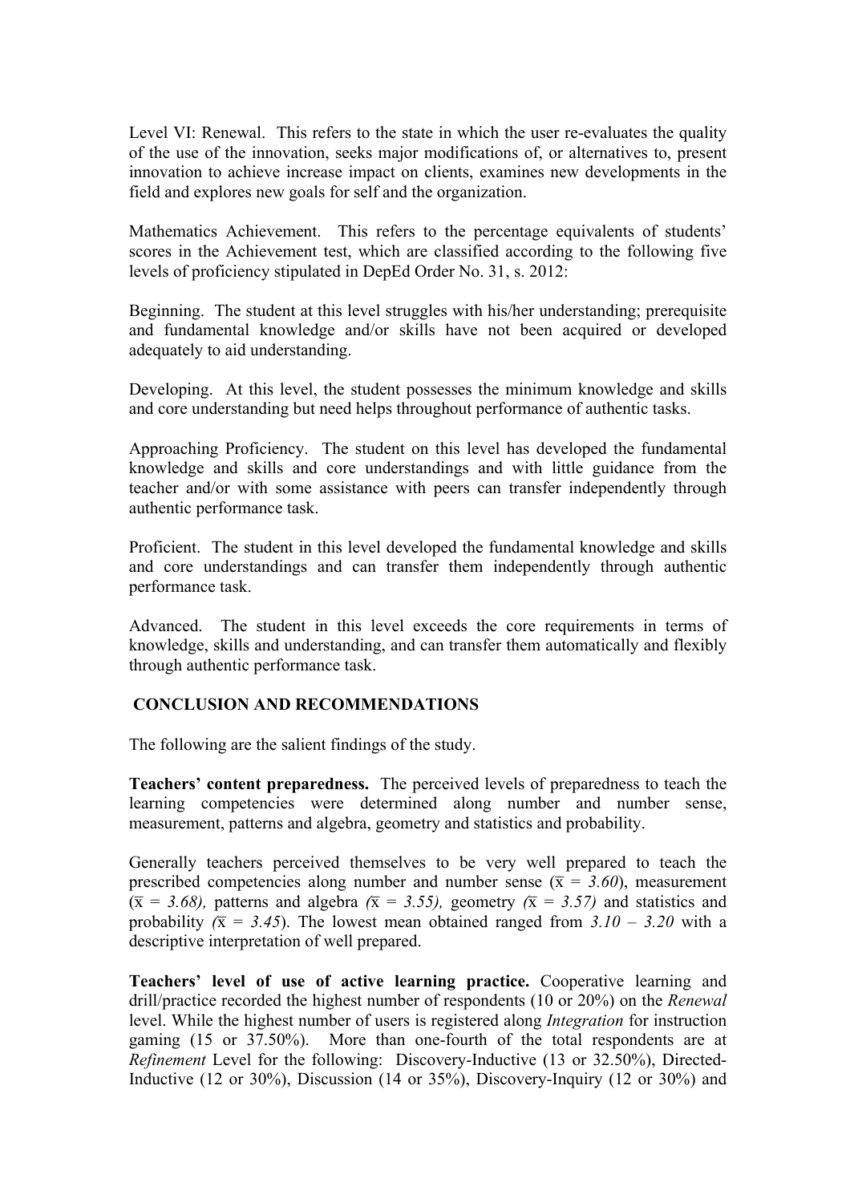Level VI: Renewal. This refers to the state in which the user re-evaluates the quality of the use of the innovation, seeks major modifications of, or alternatives to, present innovation to achieve increase impact on clients, examines new developments in the field and explores new goals for self and the organization.

Mathematics Achievement. This refers to the percentage equivalents of students' scores in the Achievement test, which are classified according to the following five levels of proficiency stipulated in DepEd Order No. 31, s. 2012:

Beginning. The student at this level struggles with his/her understanding; prerequisite and fundamental knowledge and/or skills have not been acquired or developed adequately to aid understanding.

Developing. At this level, the student possesses the minimum knowledge and skills and core understanding but need helps throughout performance of authentic tasks.

Approaching Proficiency. The student on this level has developed the fundamental knowledge and skills and core understandings and with little guidance from the teacher and/or with some assistance with peers can transfer independently through authentic performance task.

Proficient. The student in this level developed the fundamental knowledge and skills and core understandings and can transfer them independently through authentic performance task.

Advanced. The student in this level exceeds the core requirements in terms of knowledge, skills and understanding, and can transfer them automatically and flexibly through authentic performance task.

## CONCLUSION AND RECOMMENDATIONS

The following are the salient findings of the study.

**Teachers' content preparedness.** The perceived levels of preparedness to teach the learning competencies were determined along number and number sense, measurement, patterns and algebra, geometry and statistics and probability.

Generally teachers perceived themselves to be very well prepared to teach the prescribed competencies along number and number sense ($\bar{x}$ = *3.60*), measurement ($\bar{x}$ = *3.68),* patterns and algebra *(*$\bar{x}$ = *3.55),* geometry *(*$\bar{x}$ = *3.57)* and statistics and probability *(*$\bar{x}$ = *3.45*). The lowest mean obtained ranged from *3.10 – 3.20* with a descriptive interpretation of well prepared.

**Teachers' level of use of active learning practice.** Cooperative learning and drill/practice recorded the highest number of respondents (10 or 20%) on the *Renewal* level. While the highest number of users is registered along *Integration* for instruction gaming (15 or 37.50%). More than one-fourth of the total respondents are at *Refinement* Level for the following: Discovery-Inductive (13 or 32.50%), Directed-Inductive (12 or 30%), Discussion (14 or 35%), Discovery-Inquiry (12 or 30%) and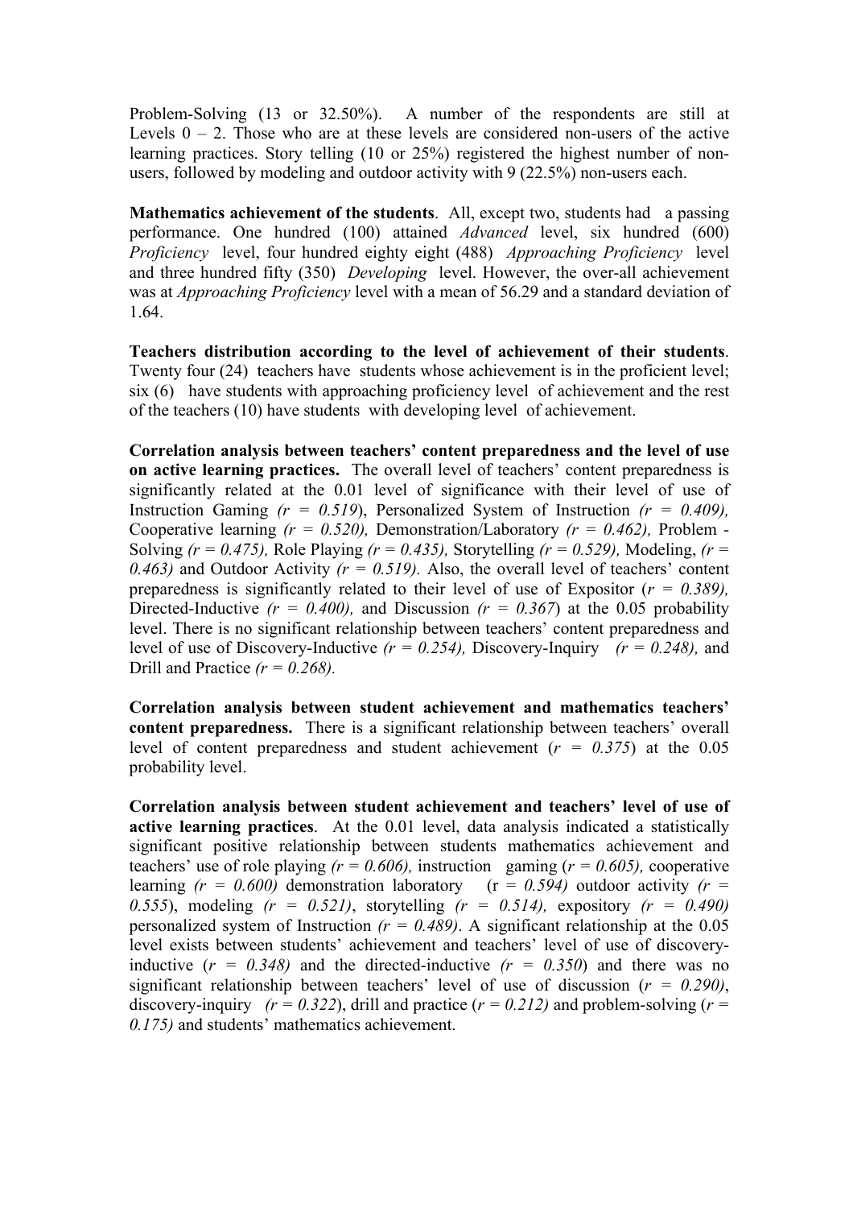Problem-Solving (13 or 32.50%). A number of the respondents are still at Levels 0 – 2. Those who are at these levels are considered non-users of the active learning practices. Story telling (10 or 25%) registered the highest number of non-users, followed by modeling and outdoor activity with 9 (22.5%) non-users each.

**Mathematics achievement of the students**. All, except two, students had a passing performance. One hundred (100) attained *Advanced* level, six hundred (600) *Proficiency* level, four hundred eighty eight (488) *Approaching Proficiency* level and three hundred fifty (350) *Developing* level. However, the over-all achievement was at *Approaching Proficiency* level with a mean of 56.29 and a standard deviation of 1.64.

**Teachers distribution according to the level of achievement of their students**. Twenty four (24) teachers have students whose achievement is in the proficient level; six (6) have students with approaching proficiency level of achievement and the rest of the teachers (10) have students with developing level of achievement.

**Correlation analysis between teachers' content preparedness and the level of use on active learning practices.** The overall level of teachers' content preparedness is significantly related at the 0.01 level of significance with their level of use of Instruction Gaming *(r = 0.519*), Personalized System of Instruction *(r = 0.409),* Cooperative learning *(r = 0.520),* Demonstration/Laboratory *(r = 0.462),* Problem - Solving *(r = 0.475),* Role Playing *(r = 0.435),* Storytelling *(r = 0.529),* Modeling, *(r = 0.463)* and Outdoor Activity *(r = 0.519).* Also, the overall level of teachers' content preparedness is significantly related to their level of use of Expositor (*r = 0.389),* Directed-Inductive *(r = 0.400),* and Discussion *(r = 0.367*) at the 0.05 probability level. There is no significant relationship between teachers' content preparedness and level of use of Discovery-Inductive *(r = 0.254),* Discovery-Inquiry *(r = 0.248),* and Drill and Practice *(r = 0.268).*

**Correlation analysis between student achievement and mathematics teachers' content preparedness.** There is a significant relationship between teachers' overall level of content preparedness and student achievement (*r = 0.375*) at the 0.05 probability level.

**Correlation analysis between student achievement and teachers' level of use of active learning practices**. At the 0.01 level, data analysis indicated a statistically significant positive relationship between students mathematics achievement and teachers' use of role playing *(r = 0.606),* instruction gaming (*r = 0.605),* cooperative learning *(r = 0.600)* demonstration laboratory (r = *0.594)* outdoor activity *(r = 0.555*), modeling *(r = 0.521)*, storytelling *(r = 0.514),* expository *(r = 0.490)* personalized system of Instruction *(r = 0.489)*. A significant relationship at the 0.05 level exists between students' achievement and teachers' level of use of discovery-inductive (*r = 0.348)* and the directed-inductive *(r = 0.350*) and there was no significant relationship between teachers' level of use of discussion (*r = 0.290)*, discovery-inquiry *(r = 0.322*), drill and practice (*r = 0.212)* and problem-solving (*r = 0.175)* and students' mathematics achievement.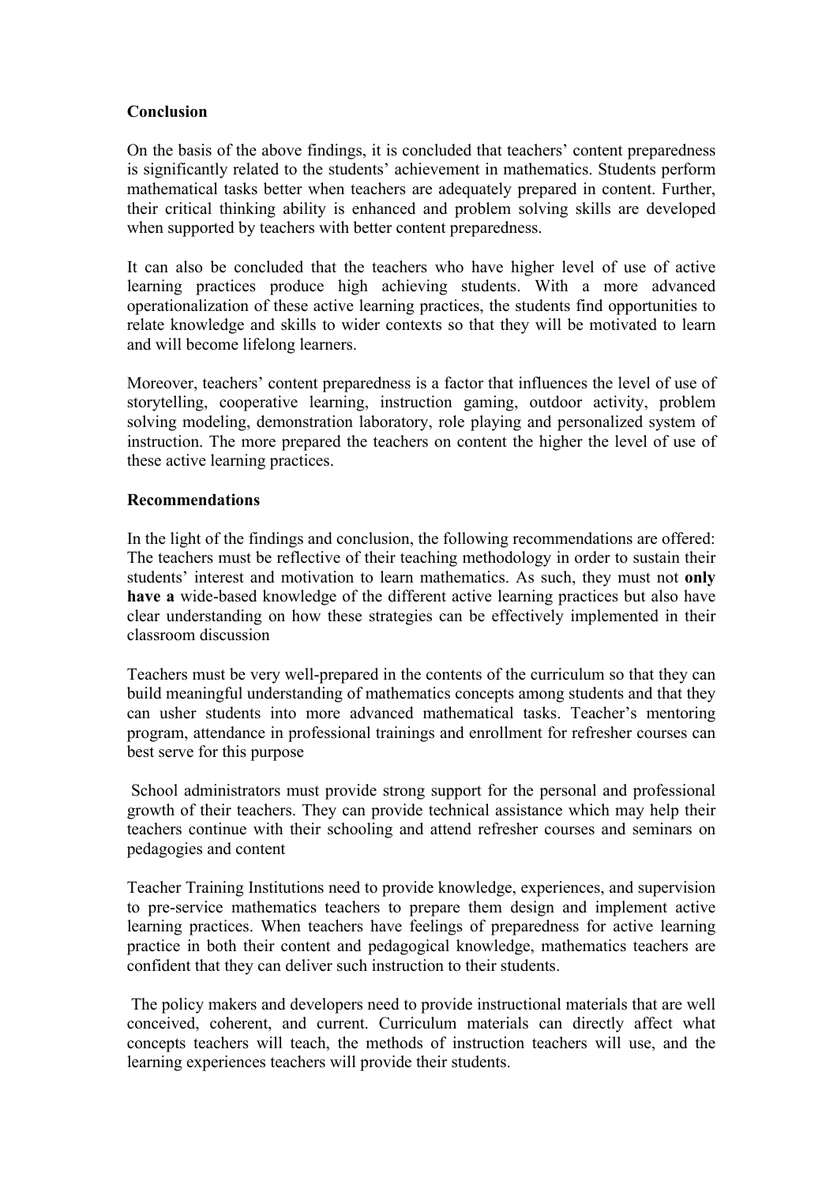**Conclusion**

On the basis of the above findings, it is concluded that teachers' content preparedness is significantly related to the students' achievement in mathematics. Students perform mathematical tasks better when teachers are adequately prepared in content. Further, their critical thinking ability is enhanced and problem solving skills are developed when supported by teachers with better content preparedness.

It can also be concluded that the teachers who have higher level of use of active learning practices produce high achieving students. With a more advanced operationalization of these active learning practices, the students find opportunities to relate knowledge and skills to wider contexts so that they will be motivated to learn and will become lifelong learners.

Moreover, teachers' content preparedness is a factor that influences the level of use of storytelling, cooperative learning, instruction gaming, outdoor activity, problem solving modeling, demonstration laboratory, role playing and personalized system of instruction. The more prepared the teachers on content the higher the level of use of these active learning practices.

**Recommendations**

In the light of the findings and conclusion, the following recommendations are offered: The teachers must be reflective of their teaching methodology in order to sustain their students' interest and motivation to learn mathematics. As such, they must not **only have a** wide-based knowledge of the different active learning practices but also have clear understanding on how these strategies can be effectively implemented in their classroom discussion

Teachers must be very well-prepared in the contents of the curriculum so that they can build meaningful understanding of mathematics concepts among students and that they can usher students into more advanced mathematical tasks. Teacher's mentoring program, attendance in professional trainings and enrollment for refresher courses can best serve for this purpose

School administrators must provide strong support for the personal and professional growth of their teachers. They can provide technical assistance which may help their teachers continue with their schooling and attend refresher courses and seminars on pedagogies and content

Teacher Training Institutions need to provide knowledge, experiences, and supervision to pre-service mathematics teachers to prepare them design and implement active learning practices. When teachers have feelings of preparedness for active learning practice in both their content and pedagogical knowledge, mathematics teachers are confident that they can deliver such instruction to their students.

The policy makers and developers need to provide instructional materials that are well conceived, coherent, and current. Curriculum materials can directly affect what concepts teachers will teach, the methods of instruction teachers will use, and the learning experiences teachers will provide their students.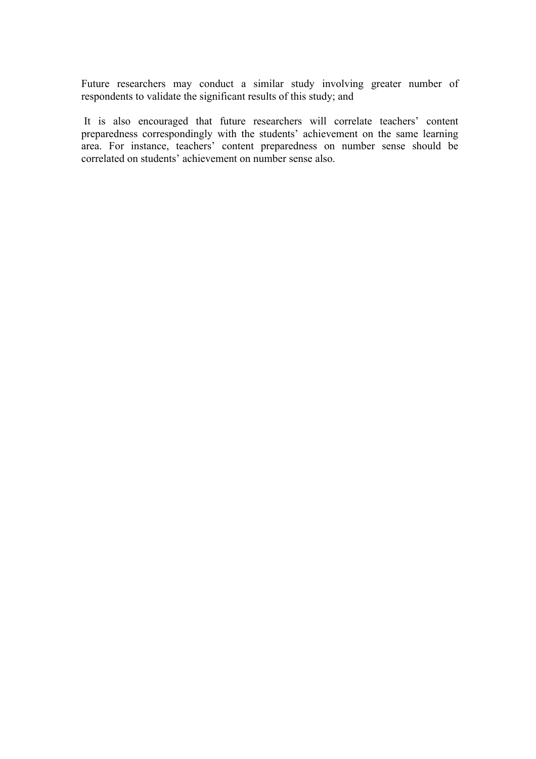Future researchers may conduct a similar study involving greater number of respondents to validate the significant results of this study; and

It is also encouraged that future researchers will correlate teachers' content preparedness correspondingly with the students' achievement on the same learning area. For instance, teachers' content preparedness on number sense should be correlated on students' achievement on number sense also.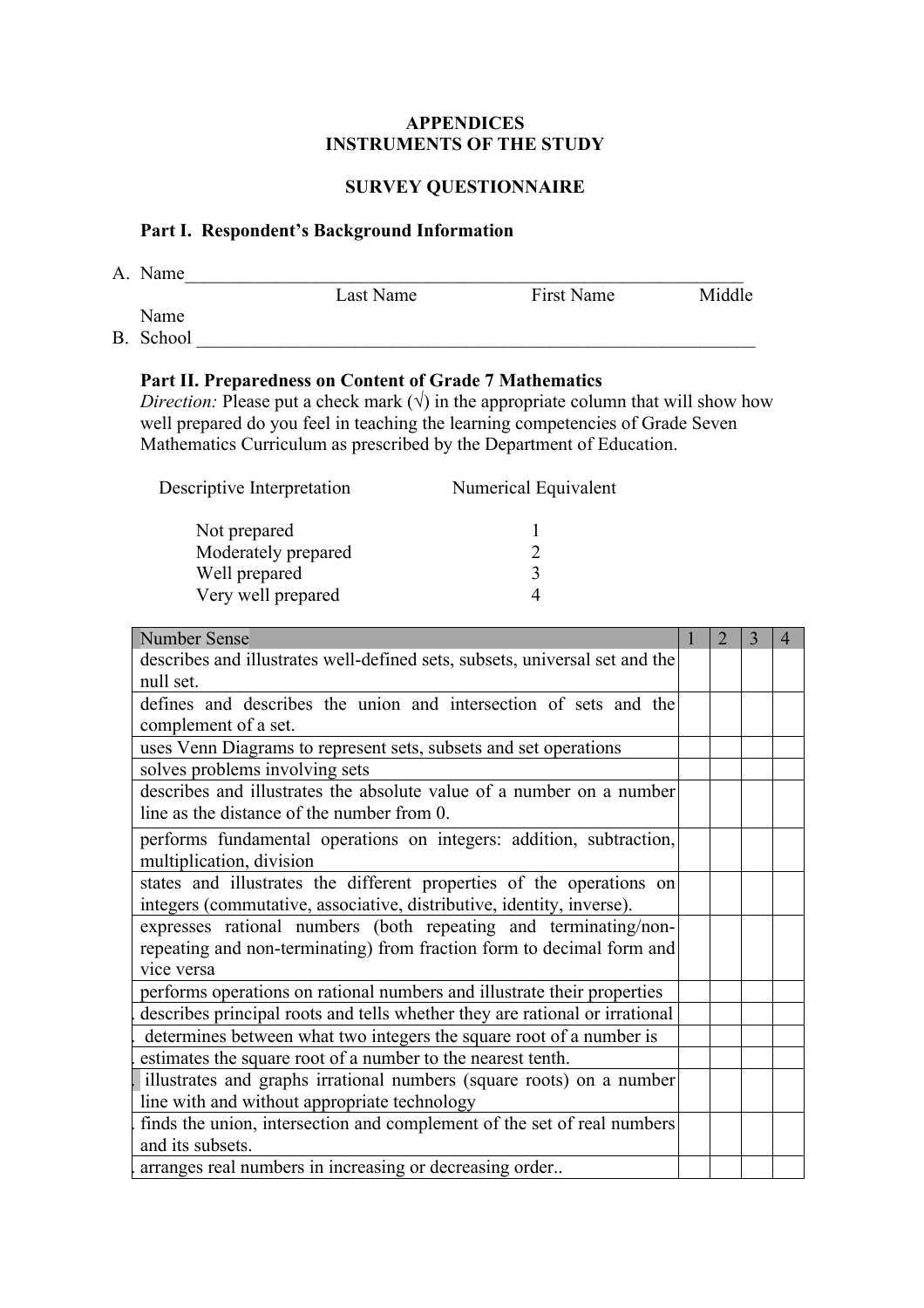**APPENDICES**
**INSTRUMENTS OF THE STUDY**

**SURVEY QUESTIONNAIRE**

**Part I. Respondent's Background Information**

A. Name_______________________________________________________________
Last Name First Name Middle Name

B. School _______________________________________________________________

**Part II. Preparedness on Content of Grade 7 Mathematics**

*Direction:* Please put a check mark (√) in the appropriate column that will show how well prepared do you feel in teaching the learning competencies of Grade Seven Mathematics Curriculum as prescribed by the Department of Education.

| Descriptive Interpretation | Numerical Equivalent |
|---|---|
| Not prepared | 1 |
| Moderately prepared | 2 |
| Well prepared | 3 |
| Very well prepared | 4 |

| Number Sense | 1 | 2 | 3 | 4 |
|---|---|---|---|---|
| describes and illustrates well-defined sets, subsets, universal set and the null set. | | | | |
| defines and describes the union and intersection of sets and the complement of a set. | | | | |
| uses Venn Diagrams to represent sets, subsets and set operations | | | | |
| solves problems involving sets | | | | |
| describes and illustrates the absolute value of a number on a number line as the distance of the number from 0. | | | | |
| performs fundamental operations on integers: addition, subtraction, multiplication, division | | | | |
| states and illustrates the different properties of the operations on integers (commutative, associative, distributive, identity, inverse). | | | | |
| expresses rational numbers (both repeating and terminating/non-repeating and non-terminating) from fraction form to decimal form and vice versa | | | | |
| performs operations on rational numbers and illustrate their properties | | | | |
| describes principal roots and tells whether they are rational or irrational | | | | |
| determines between what two integers the square root of a number is | | | | |
| estimates the square root of a number to the nearest tenth. | | | | |
| illustrates and graphs irrational numbers (square roots) on a number line with and without appropriate technology | | | | |
| finds the union, intersection and complement of the set of real numbers and its subsets. | | | | |
| arranges real numbers in increasing or decreasing order.. | | | | |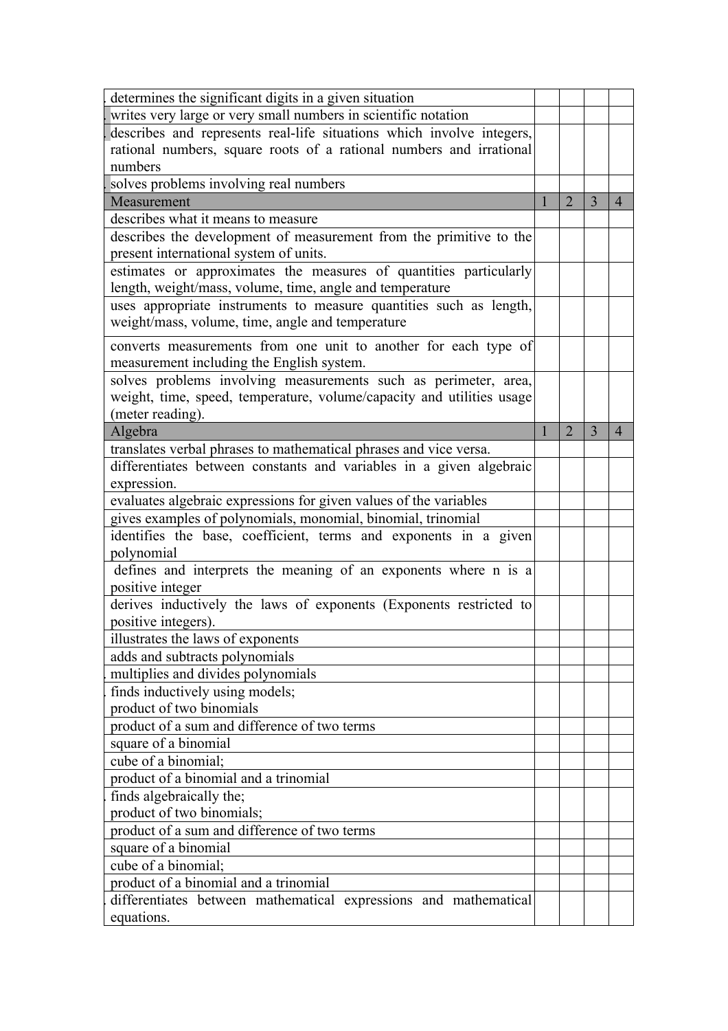| | | | | |
|---|---|---|---|---|
| . determines the significant digits in a given situation | | | | |
| . writes very large or very small numbers in scientific notation | | | | |
| . describes and represents real-life situations which involve integers, rational numbers, square roots of a rational numbers and irrational numbers | | | | |
| . solves problems involving real numbers | | | | |
| Measurement | 1 | 2 | 3 | 4 |
| describes what it means to measure | | | | |
| describes the development of measurement from the primitive to the present international system of units. | | | | |
| estimates or approximates the measures of quantities particularly length, weight/mass, volume, time, angle and temperature | | | | |
| uses appropriate instruments to measure quantities such as length, weight/mass, volume, time, angle and temperature | | | | |
| converts measurements from one unit to another for each type of measurement including the English system. | | | | |
| solves problems involving measurements such as perimeter, area, weight, time, speed, temperature, volume/capacity and utilities usage (meter reading). | | | | |
| Algebra | 1 | 2 | 3 | 4 |
| translates verbal phrases to mathematical phrases and vice versa. | | | | |
| differentiates between constants and variables in a given algebraic expression. | | | | |
| evaluates algebraic expressions for given values of the variables | | | | |
| gives examples of polynomials, monomial, binomial, trinomial | | | | |
| identifies the base, coefficient, terms and exponents in a given polynomial | | | | |
| defines and interprets the meaning of an exponents where n is a positive integer | | | | |
| derives inductively the laws of exponents (Exponents restricted to positive integers). | | | | |
| illustrates the laws of exponents | | | | |
| adds and subtracts polynomials | | | | |
| . multiplies and divides polynomials | | | | |
| . finds inductively using models; product of two binomials | | | | |
| product of a sum and difference of two terms | | | | |
| square of a binomial | | | | |
| cube of a binomial; | | | | |
| product of a binomial and a trinomial | | | | |
| . finds algebraically the; product of two binomials; | | | | |
| product of a sum and difference of two terms | | | | |
| square of a binomial | | | | |
| cube of a binomial; | | | | |
| product of a binomial and a trinomial | | | | |
| . differentiates between mathematical expressions and mathematical equations. | | | | |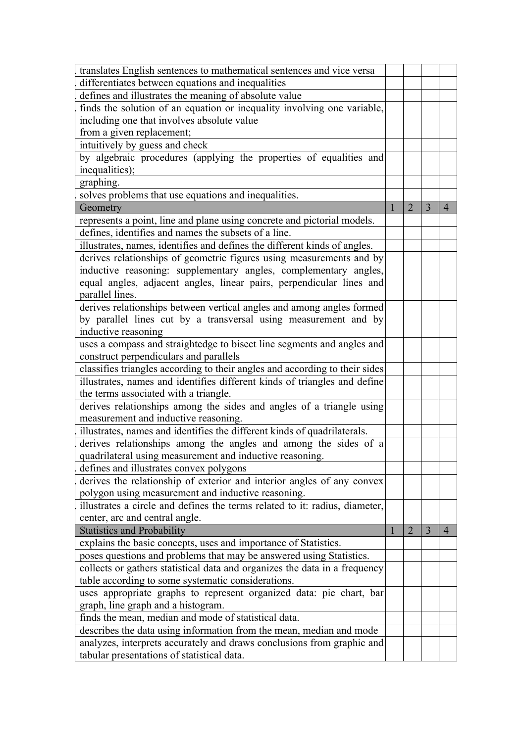| translates English sentences to mathematical sentences and vice versa | | | | |
|---|---|---|---|---|
| differentiates between equations and inequalities | | | | |
| defines and illustrates the meaning of absolute value | | | | |
| finds the solution of an equation or inequality involving one variable, including one that involves absolute value from a given replacement; | | | | |
| intuitively by guess and check | | | | |
| by algebraic procedures (applying the properties of equalities and inequalities); | | | | |
| graphing. | | | | |
| solves problems that use equations and inequalities. | | | | |
| **Geometry** | 1 | 2 | 3 | 4 |
| represents a point, line and plane using concrete and pictorial models. | | | | |
| defines, identifies and names the subsets of a line. | | | | |
| illustrates, names, identifies and defines the different kinds of angles. | | | | |
| derives relationships of geometric figures using measurements and by inductive reasoning: supplementary angles, complementary angles, equal angles, adjacent angles, linear pairs, perpendicular lines and parallel lines. | | | | |
| derives relationships between vertical angles and among angles formed by parallel lines cut by a transversal using measurement and by inductive reasoning | | | | |
| uses a compass and straightedge to bisect line segments and angles and construct perpendiculars and parallels | | | | |
| classifies triangles according to their angles and according to their sides | | | | |
| illustrates, names and identifies different kinds of triangles and define the terms associated with a triangle. | | | | |
| derives relationships among the sides and angles of a triangle using measurement and inductive reasoning. | | | | |
| illustrates, names and identifies the different kinds of quadrilaterals. | | | | |
| derives relationships among the angles and among the sides of a quadrilateral using measurement and inductive reasoning. | | | | |
| defines and illustrates convex polygons | | | | |
| derives the relationship of exterior and interior angles of any convex polygon using measurement and inductive reasoning. | | | | |
| illustrates a circle and defines the terms related to it: radius, diameter, center, arc and central angle. | | | | |
| **Statistics and Probability** | 1 | 2 | 3 | 4 |
| explains the basic concepts, uses and importance of Statistics. | | | | |
| poses questions and problems that may be answered using Statistics. | | | | |
| collects or gathers statistical data and organizes the data in a frequency table according to some systematic considerations. | | | | |
| uses appropriate graphs to represent organized data: pie chart, bar graph, line graph and a histogram. | | | | |
| finds the mean, median and mode of statistical data. | | | | |
| describes the data using information from the mean, median and mode | | | | |
| analyzes, interprets accurately and draws conclusions from graphic and tabular presentations of statistical data. | | | | |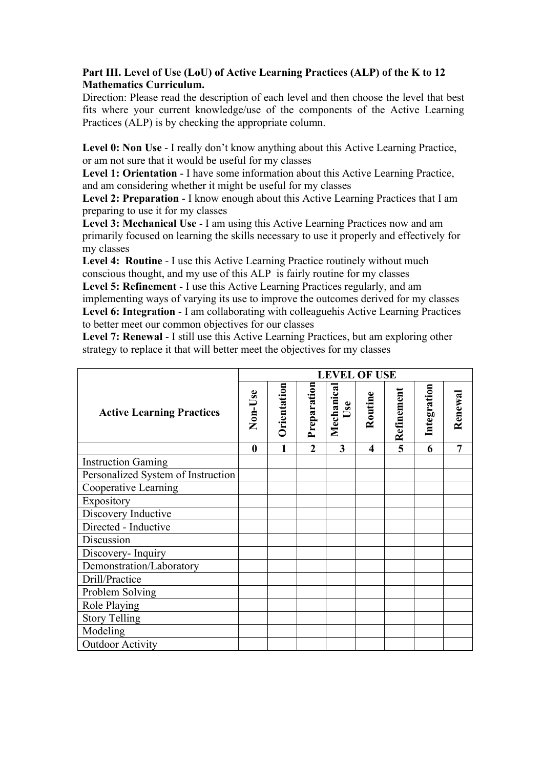**Part III. Level of Use (LoU) of Active Learning Practices (ALP) of the K to 12 Mathematics Curriculum.**

Direction: Please read the description of each level and then choose the level that best fits where your current knowledge/use of the components of the Active Learning Practices (ALP) is by checking the appropriate column.

**Level 0: Non Use** - I really don't know anything about this Active Learning Practice, or am not sure that it would be useful for my classes

**Level 1: Orientation** - I have some information about this Active Learning Practice, and am considering whether it might be useful for my classes

**Level 2: Preparation** - I know enough about this Active Learning Practices that I am preparing to use it for my classes

**Level 3: Mechanical Use** - I am using this Active Learning Practices now and am primarily focused on learning the skills necessary to use it properly and effectively for my classes

**Level 4: Routine** - I use this Active Learning Practice routinely without much conscious thought, and my use of this ALP is fairly routine for my classes

**Level 5: Refinement** - I use this Active Learning Practices regularly, and am implementing ways of varying its use to improve the outcomes derived for my classes

**Level 6: Integration** - I am collaborating with colleaguehis Active Learning Practices to better meet our common objectives for our classes

**Level 7: Renewal** - I still use this Active Learning Practices, but am exploring other strategy to replace it that will better meet the objectives for my classes

| Active Learning Practices | LEVEL OF USE | | | | | | | |
|---|---|---|---|---|---|---|---|---|
| | **Non-Use** | **Orientation** | **Preparation** | **Mechanical Use** | **Routine** | **Refinement** | **Integration** | **Renewal** |
| | **0** | **1** | **2** | **3** | **4** | **5** | **6** | **7** |
| Instruction Gaming | | | | | | | | |
| Personalized System of Instruction | | | | | | | | |
| Cooperative Learning | | | | | | | | |
| Expository | | | | | | | | |
| Discovery Inductive | | | | | | | | |
| Directed - Inductive | | | | | | | | |
| Discussion | | | | | | | | |
| Discovery- Inquiry | | | | | | | | |
| Demonstration/Laboratory | | | | | | | | |
| Drill/Practice | | | | | | | | |
| Problem Solving | | | | | | | | |
| Role Playing | | | | | | | | |
| Story Telling | | | | | | | | |
| Modeling | | | | | | | | |
| Outdoor Activity | | | | | | | | |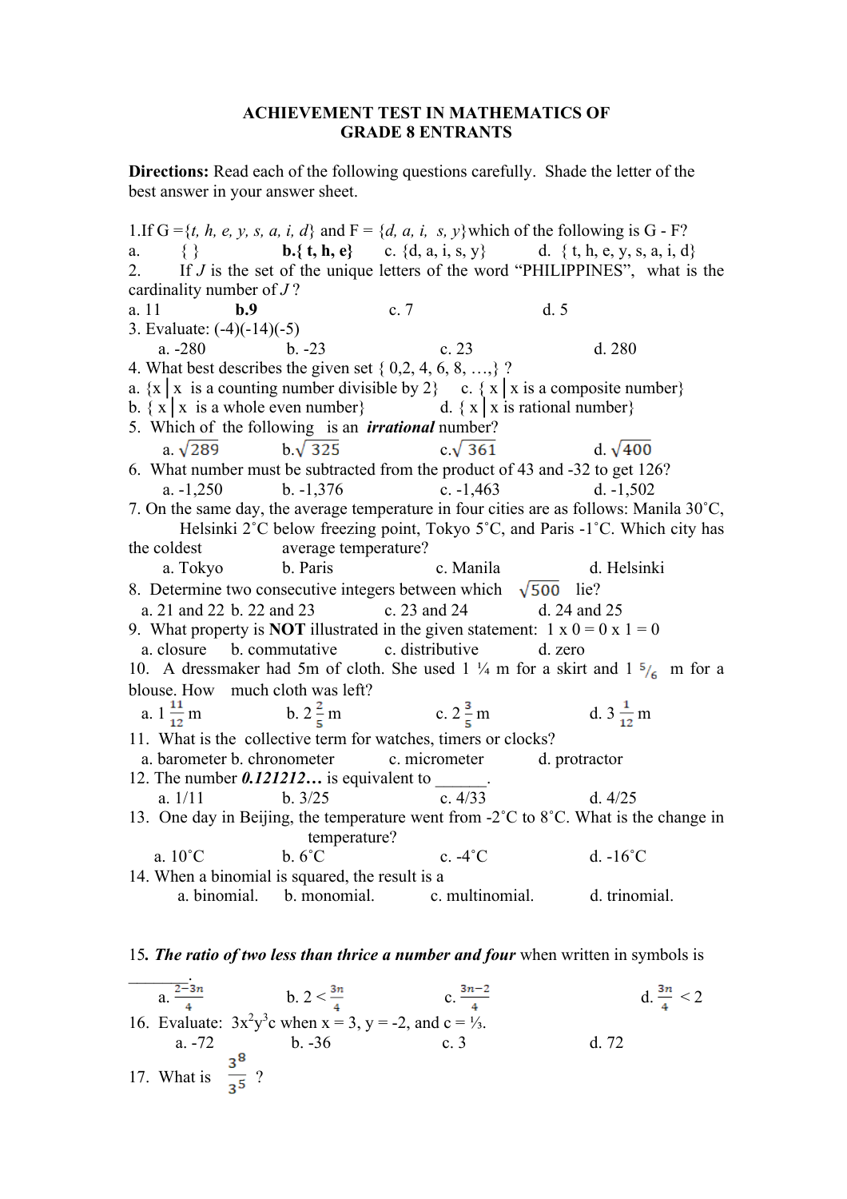**ACHIEVEMENT TEST IN MATHEMATICS OF GRADE 8 ENTRANTS**

**Directions:** Read each of the following questions carefully. Shade the letter of the best answer in your answer sheet.

1.If G ={*t, h, e, y, s, a, i, d*} and F = {*d, a, i, s, y*}which of the following is G - F?
a. { } **b.{ t, h, e}** c. {d, a, i, s, y} d. { t, h, e, y, s, a, i, d}

2. If *J* is the set of the unique letters of the word "PHILIPPINES", what is the cardinality number of *J* ?
a. 11 **b.9** c. 7 d. 5

3. Evaluate: (-4)(-14)(-5)
a. -280 b. -23 c. 23 d. 280

4. What best describes the given set { 0,2, 4, 6, 8, …,} ?
a. {x│x is a counting number divisible by 2} c. { x│x is a composite number}
b. { x│x is a whole even number} d. { x│x is rational number}

5. Which of the following is an ***irrational*** number?
a. $\sqrt{289}$ b. $\sqrt{325}$ c. $\sqrt{361}$ d. $\sqrt{400}$

6. What number must be subtracted from the product of 43 and -32 to get 126?
a. -1,250 b. -1,376 c. -1,463 d. -1,502

7. On the same day, the average temperature in four cities are as follows: Manila 30˚C, Helsinki 2˚C below freezing point, Tokyo 5˚C, and Paris -1˚C. Which city has the coldest average temperature?
a. Tokyo b. Paris c. Manila d. Helsinki

8. Determine two consecutive integers between which $\sqrt{500}$ lie?
a. 21 and 22 b. 22 and 23 c. 23 and 24 d. 24 and 25

9. What property is **NOT** illustrated in the given statement: 1 x 0 = 0 x 1 = 0
a. closure b. commutative c. distributive d. zero

10. A dressmaker had 5m of cloth. She used 1 ¼ m for a skirt and 1 $^5/_6$ m for a blouse. How much cloth was left?
a. $1\frac{11}{12}$ m b. $2\frac{2}{5}$ m c. $2\frac{3}{5}$ m d. $3\frac{1}{12}$ m

11. What is the collective term for watches, timers or clocks?
a. barometer b. chronometer c. micrometer d. protractor

12. The number ***0.121212…*** is equivalent to ______.
a. 1/11 b. 3/25 c. 4/33 d. 4/25

13. One day in Beijing, the temperature went from -2˚C to 8˚C. What is the change in temperature?
a. 10˚C b. 6˚C c. -4˚C d. -16˚C

14. When a binomial is squared, the result is a
a. binomial. b. monomial. c. multinomial. d. trinomial.

15***. The ratio of two less than thrice a number and four*** when written in symbols is _______.
a. $\frac{2-3n}{4}$ b. $2 < \frac{3n}{4}$ c. $\frac{3n-2}{4}$ d. $\frac{3n}{4} < 2$

16. Evaluate: $3x^2y^3c$ when x = 3, y = -2, and c = ⅓.
a. -72 b. -36 c. 3 d. 72

17. What is $\frac{3^8}{3^5}$ ?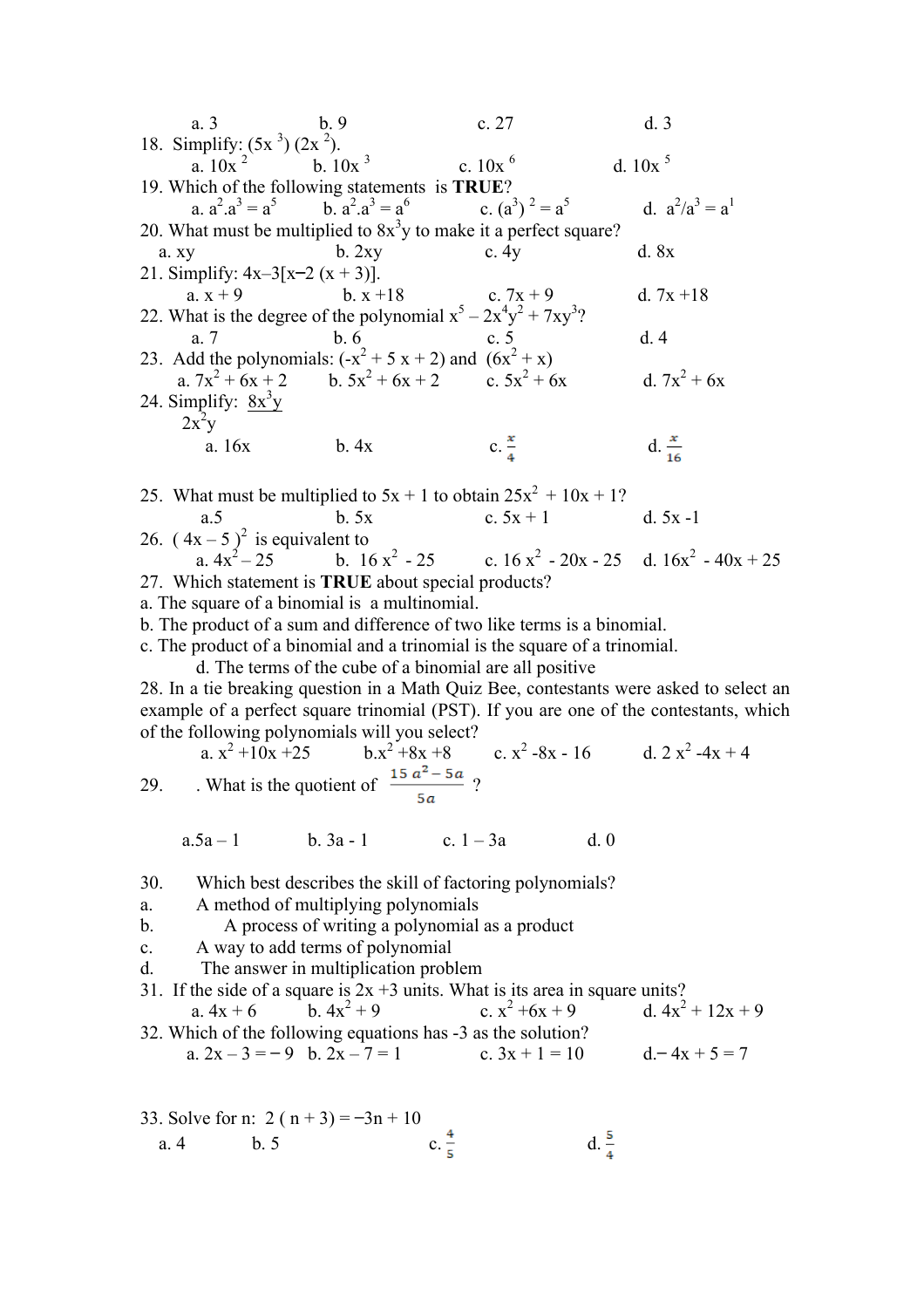a. 3  b. 9  c. 27  d. 3

18. Simplify: $(5x^3)(2x^2)$.
    a. $10x^2$  b. $10x^3$  c. $10x^6$  d. $10x^5$

19. Which of the following statements is **TRUE**?
    a. $a^2.a^3 = a^5$  b. $a^2.a^3 = a^6$  c. $(a^3)^2 = a^5$  d. $a^2/a^3 = a^1$

20. What must be multiplied to $8x^3y$ to make it a perfect square?
    a. xy  b. 2xy  c. 4y  d. 8x

21. Simplify: $4x–3[x–2 (x + 3)]$.
    a. $x + 9$  b. $x +18$  c. $7x + 9$  d. $7x +18$

22. What is the degree of the polynomial $x^5 – 2x^4y^2 + 7xy^3$?
    a. 7  b. 6  c. 5  d. 4

23. Add the polynomials: $(-x^2 + 5x + 2)$ and $(6x^2 + x)$
    a. $7x^2 + 6x + 2$  b. $5x^2 + 6x + 2$  c. $5x^2 + 6x$  d. $7x^2 + 6x$

24. Simplify: $\dfrac{8x^3y}{2x^2y}$
    a. $16x$  b. $4x$  c. $\frac{x}{4}$  d. $\frac{x}{16}$

25. What must be multiplied to $5x + 1$ to obtain $25x^2 + 10x + 1$?
    a. 5  b. 5x  c. $5x + 1$  d. $5x -1$

26. $(4x – 5)^2$ is equivalent to
    a. $4x^2 – 25$  b. $16x^2 - 25$  c. $16x^2 - 20x - 25$  d. $16x^2 - 40x + 25$

27. Which statement is **TRUE** about special products?
    a. The square of a binomial is a multinomial.
    b. The product of a sum and difference of two like terms is a binomial.
    c. The product of a binomial and a trinomial is the square of a trinomial.
    d. The terms of the cube of a binomial are all positive

28. In a tie breaking question in a Math Quiz Bee, contestants were asked to select an example of a perfect square trinomial (PST). If you are one of the contestants, which of the following polynomials will you select?
    a. $x^2 +10x +25$  b. $x^2 +8x +8$  c. $x^2 -8x - 16$  d. $2x^2 -4x + 4$

29. . What is the quotient of $\dfrac{15a^2 - 5a}{5a}$ ?
    a. $5a – 1$  b. $3a - 1$  c. $1 – 3a$  d. 0

30. Which best describes the skill of factoring polynomials?
    a. A method of multiplying polynomials
    b. A process of writing a polynomial as a product
    c. A way to add terms of polynomial
    d. The answer in multiplication problem

31. If the side of a square is $2x +3$ units. What is its area in square units?
    a. $4x + 6$  b. $4x^2 + 9$  c. $x^2 +6x + 9$  d. $4x^2 + 12x + 9$

32. Which of the following equations has -3 as the solution?
    a. $2x – 3 = −9$  b. $2x – 7 = 1$  c. $3x + 1 = 10$  d. $−4x + 5 = 7$

33. Solve for n: $2(n + 3) = −3n + 10$
    a. 4  b. 5  c. $\frac{4}{5}$  d. $\frac{5}{4}$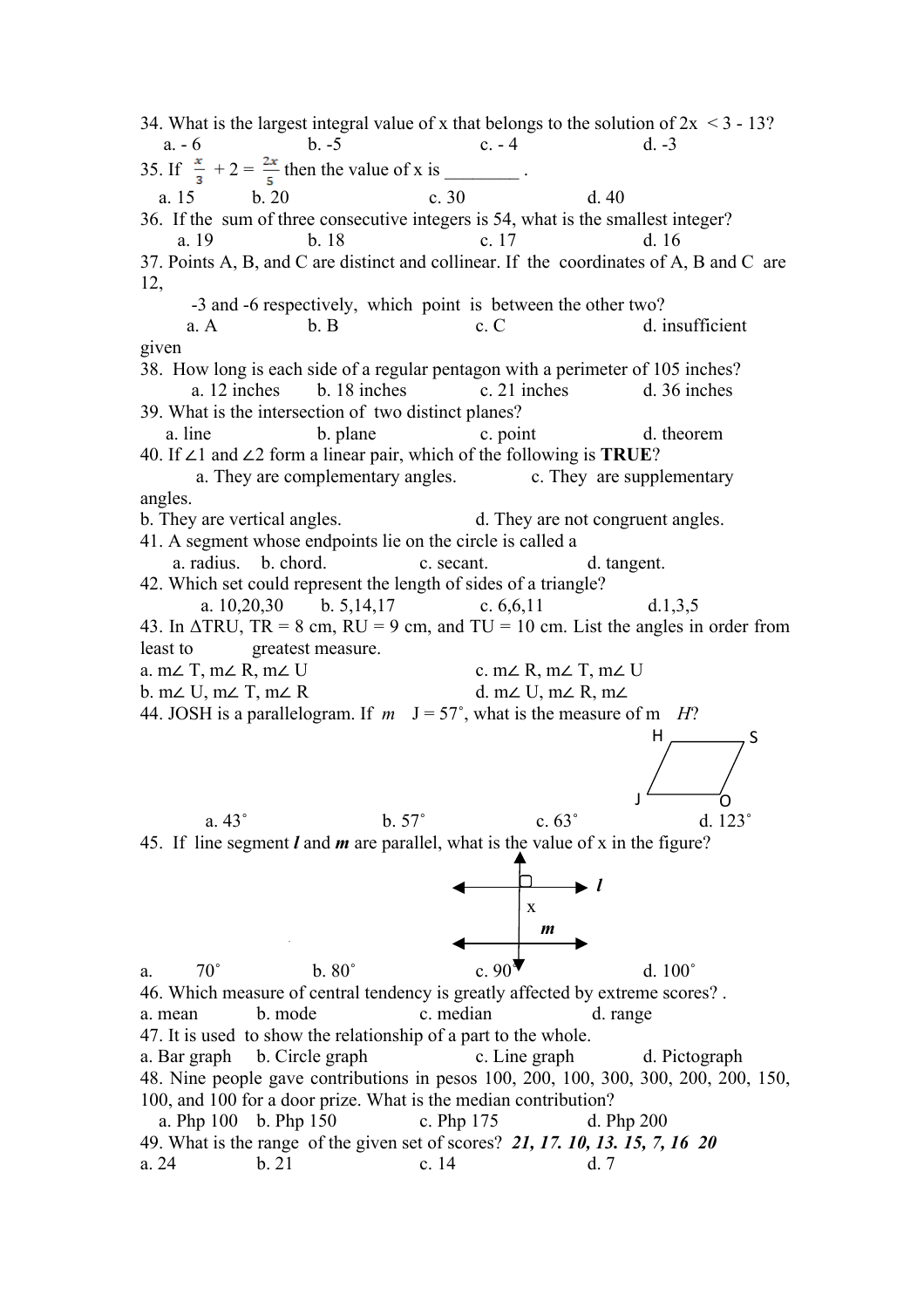34. What is the largest integral value of x that belongs to the solution of 2x < 3 - 13?

a. - 6　　b. -5　　c. - 4　　d. -3

35. If $\frac{x}{3} + 2 = \frac{2x}{5}$ then the value of x is ________ .

a. 15　　b. 20　　c. 30　　d. 40

36. If the sum of three consecutive integers is 54, what is the smallest integer?

a. 19　　b. 18　　c. 17　　d. 16

37. Points A, B, and C are distinct and collinear. If the coordinates of A, B and C are 12, -3 and -6 respectively, which point is between the other two?

a. A　　b. B　　c. C　　d. insufficient given

38. How long is each side of a regular pentagon with a perimeter of 105 inches?

a. 12 inches　　b. 18 inches　　c. 21 inches　　d. 36 inches

39. What is the intersection of two distinct planes?

a. line　　b. plane　　c. point　　d. theorem

40. If ∠1 and ∠2 form a linear pair, which of the following is **TRUE**?

a. They are complementary angles.　　c. They are supplementary angles.

b. They are vertical angles.　　d. They are not congruent angles.

41. A segment whose endpoints lie on the circle is called a

a. radius.　　b. chord.　　c. secant.　　d. tangent.

42. Which set could represent the length of sides of a triangle?

a. 10,20,30　　b. 5,14,17　　c. 6,6,11　　d.1,3,5

43. In ΔTRU, TR = 8 cm, RU = 9 cm, and TU = 10 cm. List the angles in order from least to greatest measure.

a. m∠ T, m∠ R, m∠ U　　c. m∠ R, m∠ T, m∠ U

b. m∠ U, m∠ T, m∠ R　　d. m∠ U, m∠ R, m∠

44. JOSH is a parallelogram. If *m* J = 57˚, what is the measure of m *H*?

H　S

J　O

a. 43˚　　b. 57˚　　c. 63˚　　d. 123˚

45. If line segment ***l*** and ***m*** are parallel, what is the value of x in the figure?

***l***

x

***m***

a. 70˚　　b. 80˚　　c. 90˚　　d. 100˚

46. Which measure of central tendency is greatly affected by extreme scores? .

a. mean　　b. mode　　c. median　　d. range

47. It is used to show the relationship of a part to the whole.

a. Bar graph　　b. Circle graph　　c. Line graph　　d. Pictograph

48. Nine people gave contributions in pesos 100, 200, 100, 300, 300, 200, 200, 150, 100, and 100 for a door prize. What is the median contribution?

a. Php 100　　b. Php 150　　c. Php 175　　d. Php 200

49. What is the range of the given set of scores? ***21, 17. 10, 13. 15, 7, 16 20***

a. 24　　b. 21　　c. 14　　d. 7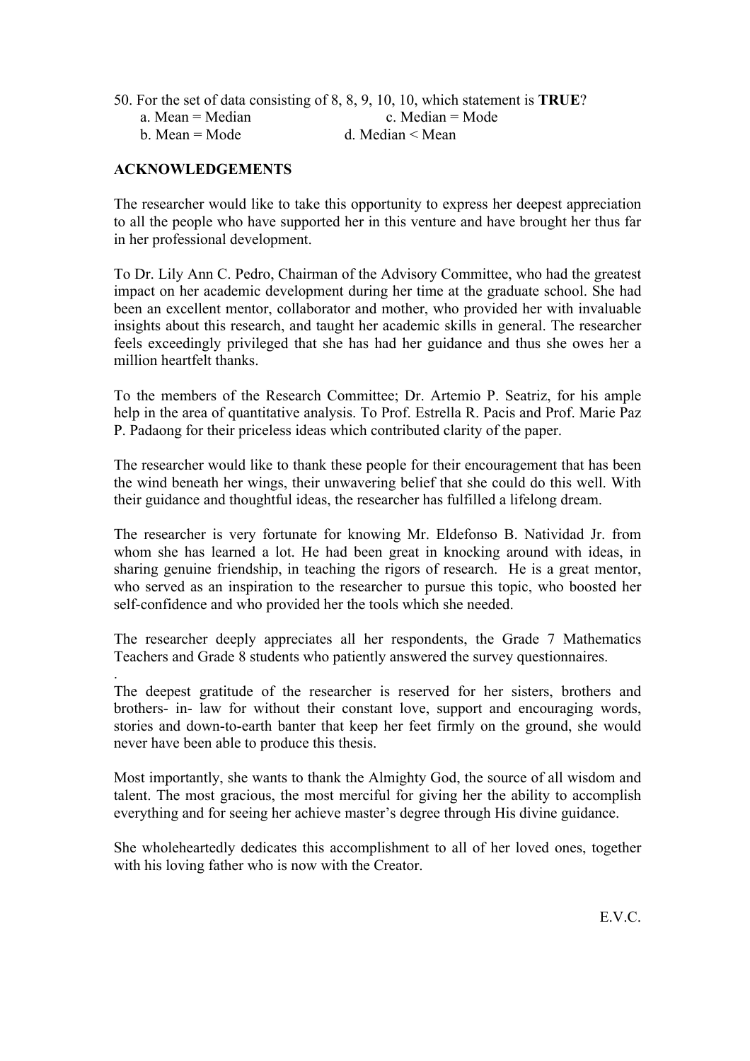50. For the set of data consisting of 8, 8, 9, 10, 10, which statement is **TRUE**?
   a. Mean = Median
   b. Mean = Mode
   c. Median = Mode
   d. Median < Mean

**ACKNOWLEDGEMENTS**

The researcher would like to take this opportunity to express her deepest appreciation to all the people who have supported her in this venture and have brought her thus far in her professional development.

To Dr. Lily Ann C. Pedro, Chairman of the Advisory Committee, who had the greatest impact on her academic development during her time at the graduate school. She had been an excellent mentor, collaborator and mother, who provided her with invaluable insights about this research, and taught her academic skills in general. The researcher feels exceedingly privileged that she has had her guidance and thus she owes her a million heartfelt thanks.

To the members of the Research Committee; Dr. Artemio P. Seatriz, for his ample help in the area of quantitative analysis. To Prof. Estrella R. Pacis and Prof. Marie Paz P. Padaong for their priceless ideas which contributed clarity of the paper.

The researcher would like to thank these people for their encouragement that has been the wind beneath her wings, their unwavering belief that she could do this well. With their guidance and thoughtful ideas, the researcher has fulfilled a lifelong dream.

The researcher is very fortunate for knowing Mr. Eldefonso B. Natividad Jr. from whom she has learned a lot. He had been great in knocking around with ideas, in sharing genuine friendship, in teaching the rigors of research. He is a great mentor, who served as an inspiration to the researcher to pursue this topic, who boosted her self-confidence and who provided her the tools which she needed.

The researcher deeply appreciates all her respondents, the Grade 7 Mathematics Teachers and Grade 8 students who patiently answered the survey questionnaires.

The deepest gratitude of the researcher is reserved for her sisters, brothers and brothers- in- law for without their constant love, support and encouraging words, stories and down-to-earth banter that keep her feet firmly on the ground, she would never have been able to produce this thesis.

Most importantly, she wants to thank the Almighty God, the source of all wisdom and talent. The most gracious, the most merciful for giving her the ability to accomplish everything and for seeing her achieve master's degree through His divine guidance.

She wholeheartedly dedicates this accomplishment to all of her loved ones, together with his loving father who is now with the Creator.

E.V.C.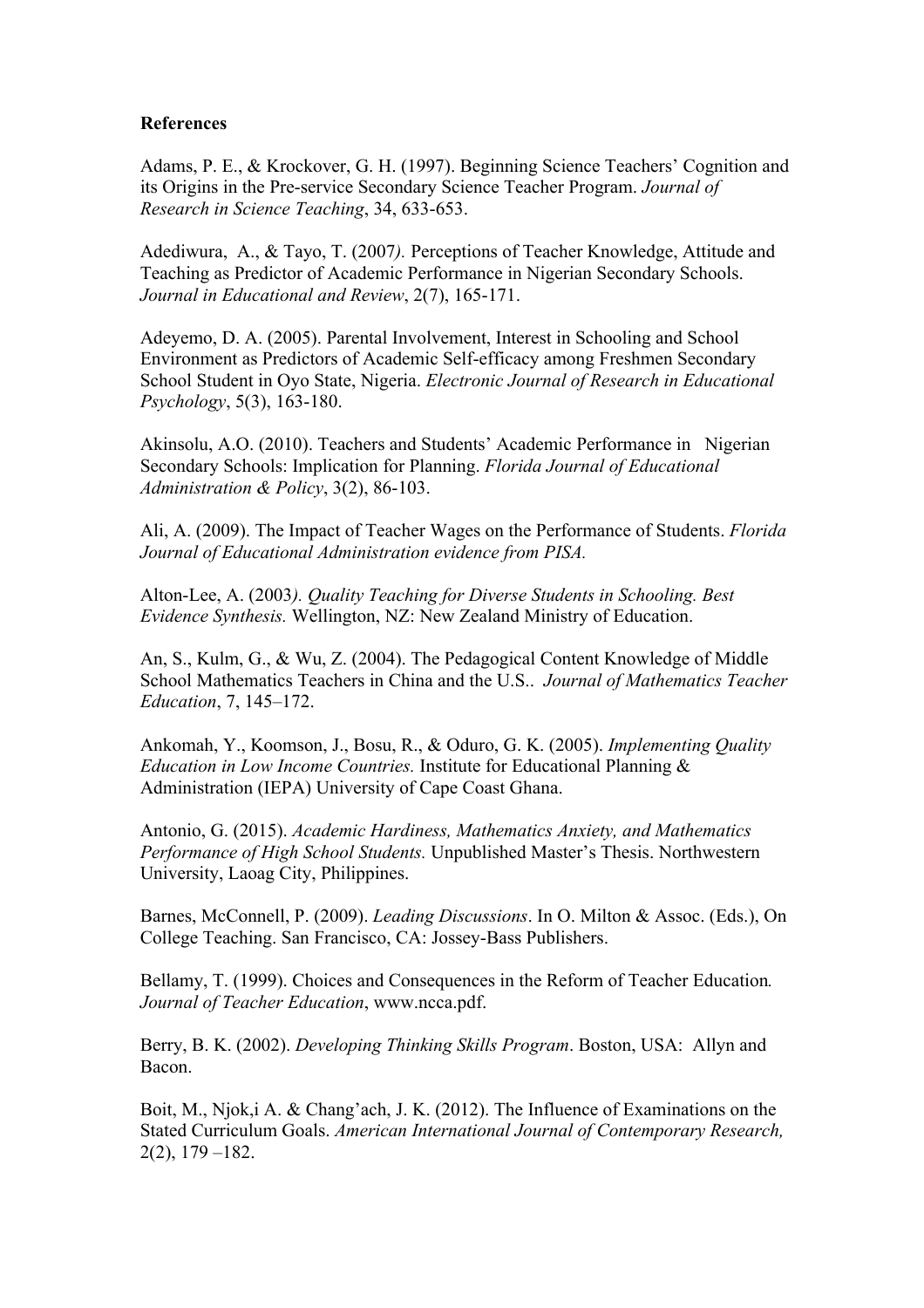**References**

Adams, P. E., & Krockover, G. H. (1997). Beginning Science Teachers' Cognition and its Origins in the Pre-service Secondary Science Teacher Program. *Journal of Research in Science Teaching*, 34, 633-653.

Adediwura, A., & Tayo, T. (2007*).* Perceptions of Teacher Knowledge, Attitude and Teaching as Predictor of Academic Performance in Nigerian Secondary Schools. *Journal in Educational and Review*, 2(7), 165-171.

Adeyemo, D. A. (2005). Parental Involvement, Interest in Schooling and School Environment as Predictors of Academic Self-efficacy among Freshmen Secondary School Student in Oyo State, Nigeria. *Electronic Journal of Research in Educational Psychology*, 5(3), 163-180.

Akinsolu, A.O. (2010). Teachers and Students' Academic Performance in Nigerian Secondary Schools: Implication for Planning. *Florida Journal of Educational Administration & Policy*, 3(2), 86-103.

Ali, A. (2009). The Impact of Teacher Wages on the Performance of Students. *Florida Journal of Educational Administration evidence from PISA.*

Alton-Lee, A. (2003*). Quality Teaching for Diverse Students in Schooling. Best Evidence Synthesis.* Wellington, NZ: New Zealand Ministry of Education.

An, S., Kulm, G., & Wu, Z. (2004). The Pedagogical Content Knowledge of Middle School Mathematics Teachers in China and the U.S.. *Journal of Mathematics Teacher Education*, 7, 145–172.

Ankomah, Y., Koomson, J., Bosu, R., & Oduro, G. K. (2005). *Implementing Quality Education in Low Income Countries.* Institute for Educational Planning & Administration (IEPA) University of Cape Coast Ghana.

Antonio, G. (2015). *Academic Hardiness, Mathematics Anxiety, and Mathematics Performance of High School Students.* Unpublished Master's Thesis. Northwestern University, Laoag City, Philippines.

Barnes, McConnell, P. (2009). *Leading Discussions*. In O. Milton & Assoc. (Eds.), On College Teaching. San Francisco, CA: Jossey-Bass Publishers.

Bellamy, T. (1999). Choices and Consequences in the Reform of Teacher Education*.* *Journal of Teacher Education*, www.ncca.pdf.

Berry, B. K. (2002). *Developing Thinking Skills Program*. Boston, USA: Allyn and Bacon.

Boit, M., Njok,i A. & Chang'ach, J. K. (2012). The Influence of Examinations on the Stated Curriculum Goals. *American International Journal of Contemporary Research,* 2(2), 179 –182.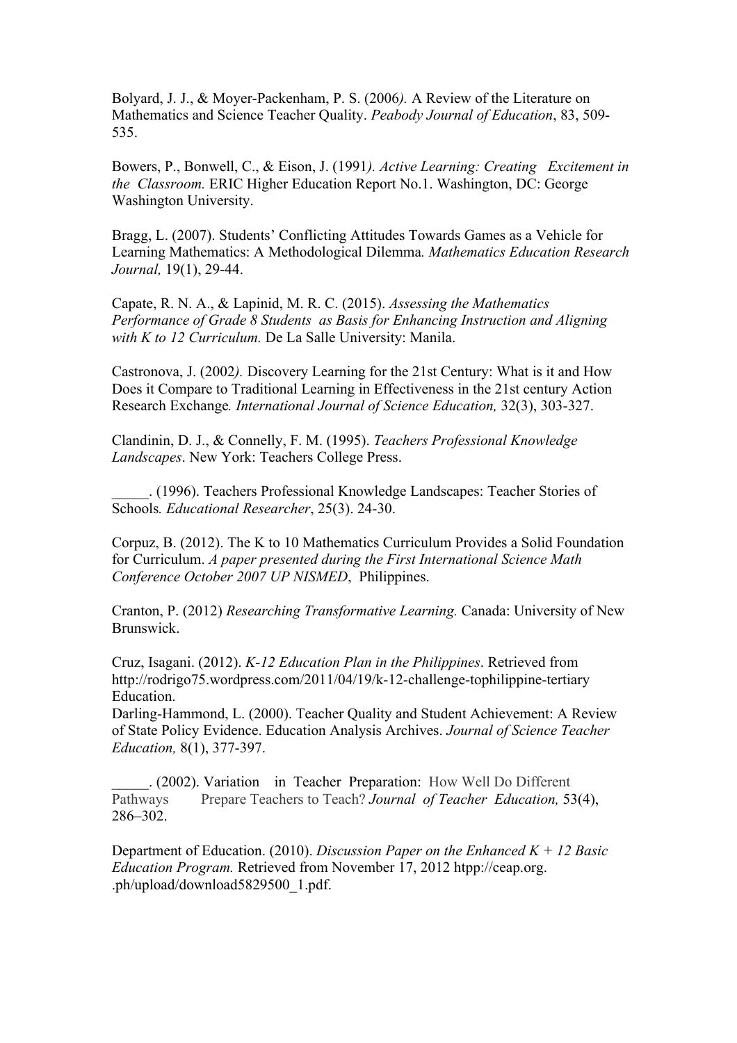Bolyard, J. J., & Moyer-Packenham, P. S. (2006*).* A Review of the Literature on Mathematics and Science Teacher Quality. *Peabody Journal of Education*, 83, 509-535.

Bowers, P., Bonwell, C., & Eison, J. (1991*). Active Learning: Creating Excitement in the Classroom.* ERIC Higher Education Report No.1. Washington, DC: George Washington University.

Bragg, L. (2007). Students' Conflicting Attitudes Towards Games as a Vehicle for Learning Mathematics: A Methodological Dilemma*. Mathematics Education Research Journal,* 19(1), 29-44.

Capate, R. N. A., & Lapinid, M. R. C. (2015). *Assessing the Mathematics Performance of Grade 8 Students as Basis for Enhancing Instruction and Aligning with K to 12 Curriculum.* De La Salle University: Manila.

Castronova, J. (2002*).* Discovery Learning for the 21st Century: What is it and How Does it Compare to Traditional Learning in Effectiveness in the 21st century Action Research Exchange*. International Journal of Science Education,* 32(3), 303-327.

Clandinin, D. J., & Connelly, F. M. (1995). *Teachers Professional Knowledge Landscapes*. New York: Teachers College Press.

_____. (1996). Teachers Professional Knowledge Landscapes: Teacher Stories of Schools*. Educational Researcher*, 25(3). 24-30.

Corpuz, B. (2012). The K to 10 Mathematics Curriculum Provides a Solid Foundation for Curriculum. *A paper presented during the First International Science Math Conference October 2007 UP NISMED*, Philippines.

Cranton, P. (2012) *Researching Transformative Learning.* Canada: University of New Brunswick.

Cruz, Isagani. (2012). *K-12 Education Plan in the Philippines*. Retrieved from http://rodrigo75.wordpress.com/2011/04/19/k-12-challenge-tophilippine-tertiary Education.

Darling-Hammond, L. (2000). Teacher Quality and Student Achievement: A Review of State Policy Evidence. Education Analysis Archives. *Journal of Science Teacher Education,* 8(1), 377-397.

_____. (2002). Variation in Teacher Preparation: How Well Do Different Pathways Prepare Teachers to Teach? *Journal of Teacher Education,* 53(4), 286–302.

Department of Education. (2010). *Discussion Paper on the Enhanced K + 12 Basic Education Program.* Retrieved from November 17, 2012 htpp://ceap.org. .ph/upload/download5829500_1.pdf.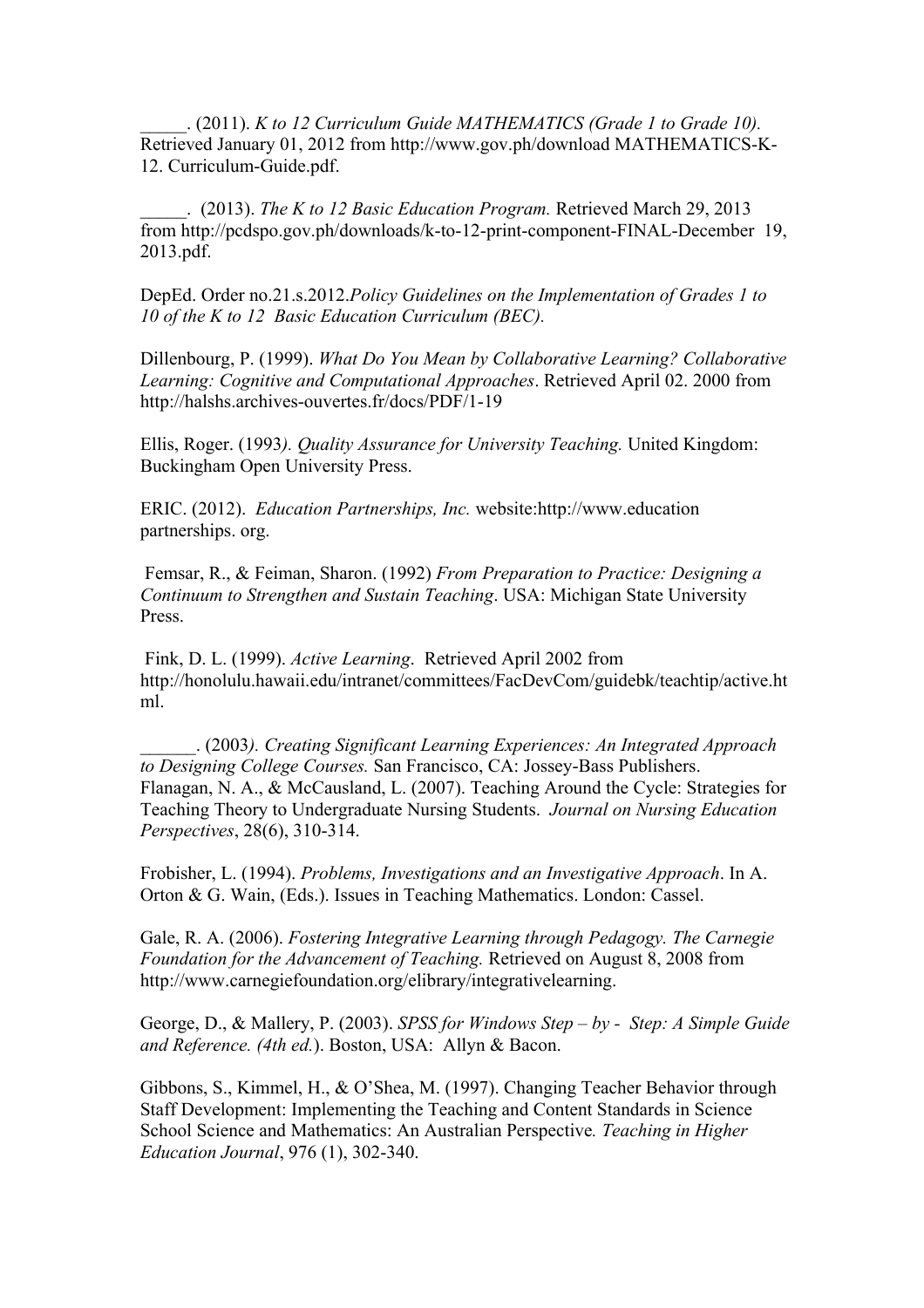_____. (2011). *K to 12 Curriculum Guide MATHEMATICS (Grade 1 to Grade 10).* Retrieved January 01, 2012 from http://www.gov.ph/download MATHEMATICS-K-12. Curriculum-Guide.pdf.

_____. (2013). *The K to 12 Basic Education Program.* Retrieved March 29, 2013 from http://pcdspo.gov.ph/downloads/k-to-12-print-component-FINAL-December 19, 2013.pdf.

DepEd. Order no.21.s.2012.*Policy Guidelines on the Implementation of Grades 1 to 10 of the K to 12 Basic Education Curriculum (BEC).*

Dillenbourg, P. (1999). *What Do You Mean by Collaborative Learning? Collaborative Learning: Cognitive and Computational Approaches*. Retrieved April 02. 2000 from http://halshs.archives-ouvertes.fr/docs/PDF/1-19

Ellis, Roger. (1993*). Quality Assurance for University Teaching.* United Kingdom: Buckingham Open University Press.

ERIC. (2012). *Education Partnerships, Inc.* website:http://www.education partnerships. org.

Femsar, R., & Feiman, Sharon. (1992) *From Preparation to Practice: Designing a Continuum to Strengthen and Sustain Teaching*. USA: Michigan State University Press.

Fink, D. L. (1999). *Active Learning*. Retrieved April 2002 from http://honolulu.hawaii.edu/intranet/committees/FacDevCom/guidebk/teachtip/active.html.

______. (2003*). Creating Significant Learning Experiences: An Integrated Approach to Designing College Courses.* San Francisco, CA: Jossey-Bass Publishers.
Flanagan, N. A., & McCausland, L. (2007). Teaching Around the Cycle: Strategies for Teaching Theory to Undergraduate Nursing Students. *Journal on Nursing Education Perspectives*, 28(6), 310-314.

Frobisher, L. (1994). *Problems, Investigations and an Investigative Approach*. In A. Orton & G. Wain, (Eds.). Issues in Teaching Mathematics. London: Cassel.

Gale, R. A. (2006). *Fostering Integrative Learning through Pedagogy. The Carnegie Foundation for the Advancement of Teaching.* Retrieved on August 8, 2008 from http://www.carnegiefoundation.org/elibrary/integrativelearning.

George, D., & Mallery, P. (2003). *SPSS for Windows Step – by - Step: A Simple Guide and Reference. (4th ed.*). Boston, USA: Allyn & Bacon.

Gibbons, S., Kimmel, H., & O'Shea, M. (1997). Changing Teacher Behavior through Staff Development: Implementing the Teaching and Content Standards in Science School Science and Mathematics: An Australian Perspective*. Teaching in Higher Education Journal*, 976 (1), 302-340.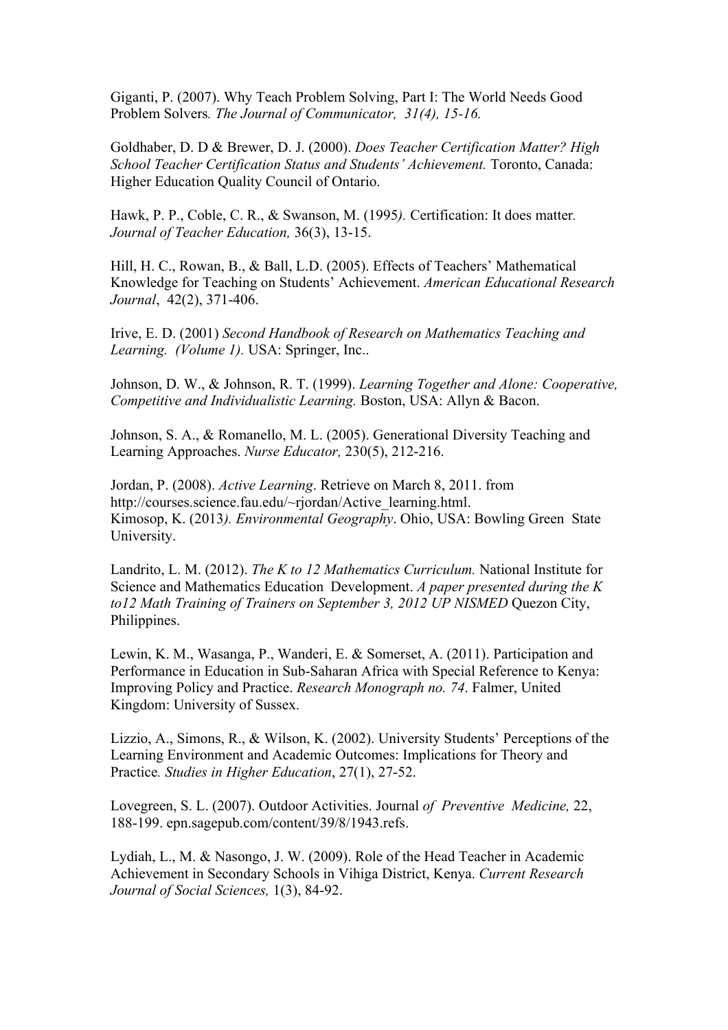Giganti, P. (2007). Why Teach Problem Solving, Part I: The World Needs Good Problem Solvers*. The Journal of Communicator, 31(4), 15-16.*

Goldhaber, D. D & Brewer, D. J. (2000). *Does Teacher Certification Matter? High School Teacher Certification Status and Students' Achievement.* Toronto, Canada: Higher Education Quality Council of Ontario.

Hawk, P. P., Coble, C. R., & Swanson, M. (1995*).* Certification: It does matter*. Journal of Teacher Education,* 36(3), 13-15.

Hill, H. C., Rowan, B., & Ball, L.D. (2005). Effects of Teachers' Mathematical Knowledge for Teaching on Students' Achievement. *American Educational Research Journal*, 42(2), 371-406.

Irive, E. D. (2001) *Second Handbook of Research on Mathematics Teaching and Learning. (Volume 1).* USA: Springer, Inc..

Johnson, D. W., & Johnson, R. T. (1999). *Learning Together and Alone: Cooperative, Competitive and Individualistic Learning.* Boston, USA: Allyn & Bacon.

Johnson, S. A., & Romanello, M. L. (2005). Generational Diversity Teaching and Learning Approaches. *Nurse Educator,* 230(5), 212-216.

Jordan, P. (2008). *Active Learning*. Retrieve on March 8, 2011. from http://courses.science.fau.edu/~rjordan/Active_learning.html.
Kimosop, K. (2013*). Environmental Geography*. Ohio, USA: Bowling Green State University.

Landrito, L. M. (2012). *The K to 12 Mathematics Curriculum.* National Institute for Science and Mathematics Education Development. *A paper presented during the K to12 Math Training of Trainers on September 3, 2012 UP NISMED* Quezon City, Philippines.

Lewin, K. M., Wasanga, P., Wanderi, E. & Somerset, A. (2011). Participation and Performance in Education in Sub-Saharan Africa with Special Reference to Kenya: Improving Policy and Practice. *Research Monograph no. 74*. Falmer, United Kingdom: University of Sussex.

Lizzio, A., Simons, R., & Wilson, K. (2002). University Students' Perceptions of the Learning Environment and Academic Outcomes: Implications for Theory and Practice*. Studies in Higher Education*, 27(1), 27-52.

Lovegreen, S. L. (2007). Outdoor Activities. Journal *of Preventive Medicine,* 22, 188-199. epn.sagepub.com/content/39/8/1943.refs.

Lydiah, L., M. & Nasongo, J. W. (2009). Role of the Head Teacher in Academic Achievement in Secondary Schools in Vihiga District, Kenya. *Current Research Journal of Social Sciences,* 1(3), 84-92.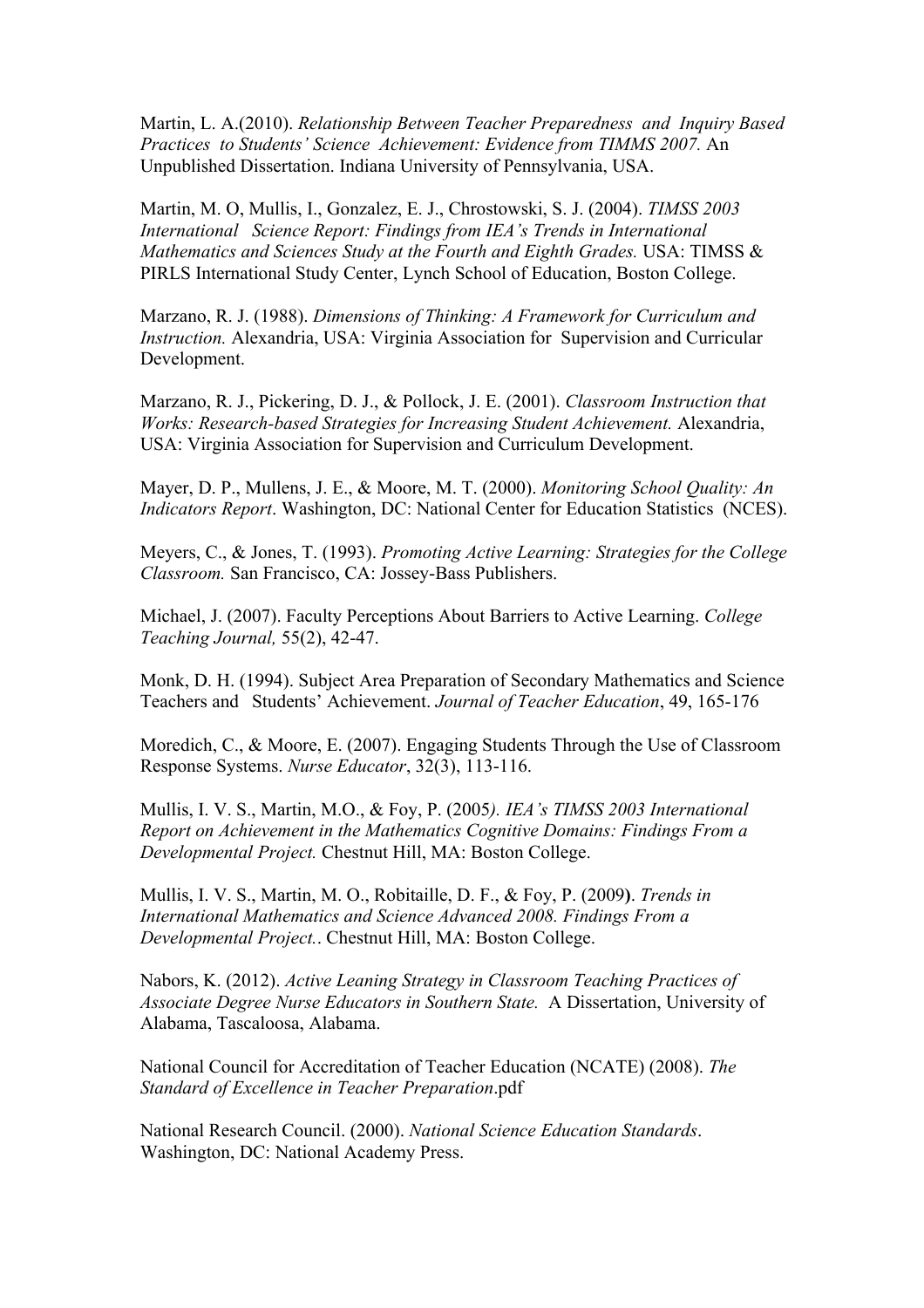Martin, L. A.(2010). *Relationship Between Teacher Preparedness and Inquiry Based Practices to Students' Science Achievement: Evidence from TIMMS 2007.* An Unpublished Dissertation. Indiana University of Pennsylvania, USA.

Martin, M. O, Mullis, I., Gonzalez, E. J., Chrostowski, S. J. (2004). *TIMSS 2003 International Science Report: Findings from IEA's Trends in International Mathematics and Sciences Study at the Fourth and Eighth Grades.* USA: TIMSS & PIRLS International Study Center, Lynch School of Education, Boston College.

Marzano, R. J. (1988). *Dimensions of Thinking: A Framework for Curriculum and Instruction.* Alexandria, USA: Virginia Association for Supervision and Curricular Development.

Marzano, R. J., Pickering, D. J., & Pollock, J. E. (2001). *Classroom Instruction that Works: Research-based Strategies for Increasing Student Achievement.* Alexandria, USA: Virginia Association for Supervision and Curriculum Development.

Mayer, D. P., Mullens, J. E., & Moore, M. T. (2000). *Monitoring School Quality: An Indicators Report*. Washington, DC: National Center for Education Statistics (NCES).

Meyers, C., & Jones, T. (1993). *Promoting Active Learning: Strategies for the College Classroom.* San Francisco, CA: Jossey-Bass Publishers.

Michael, J. (2007). Faculty Perceptions About Barriers to Active Learning. *College Teaching Journal,* 55(2), 42-47.

Monk, D. H. (1994). Subject Area Preparation of Secondary Mathematics and Science Teachers and Students' Achievement. *Journal of Teacher Education*, 49, 165-176

Moredich, C., & Moore, E. (2007). Engaging Students Through the Use of Classroom Response Systems. *Nurse Educator*, 32(3), 113-116.

Mullis, I. V. S., Martin, M.O., & Foy, P. (2005*). IEA's TIMSS 2003 International Report on Achievement in the Mathematics Cognitive Domains: Findings From a Developmental Project.* Chestnut Hill, MA: Boston College.

Mullis, I. V. S., Martin, M. O., Robitaille, D. F., & Foy, P. (2009**)**. *Trends in International Mathematics and Science Advanced 2008. Findings From a Developmental Project.*. Chestnut Hill, MA: Boston College.

Nabors, K. (2012). *Active Leaning Strategy in Classroom Teaching Practices of Associate Degree Nurse Educators in Southern State.* A Dissertation, University of Alabama, Tascaloosa, Alabama.

National Council for Accreditation of Teacher Education (NCATE) (2008). *The Standard of Excellence in Teacher Preparation*.pdf

National Research Council. (2000). *National Science Education Standards*. Washington, DC: National Academy Press.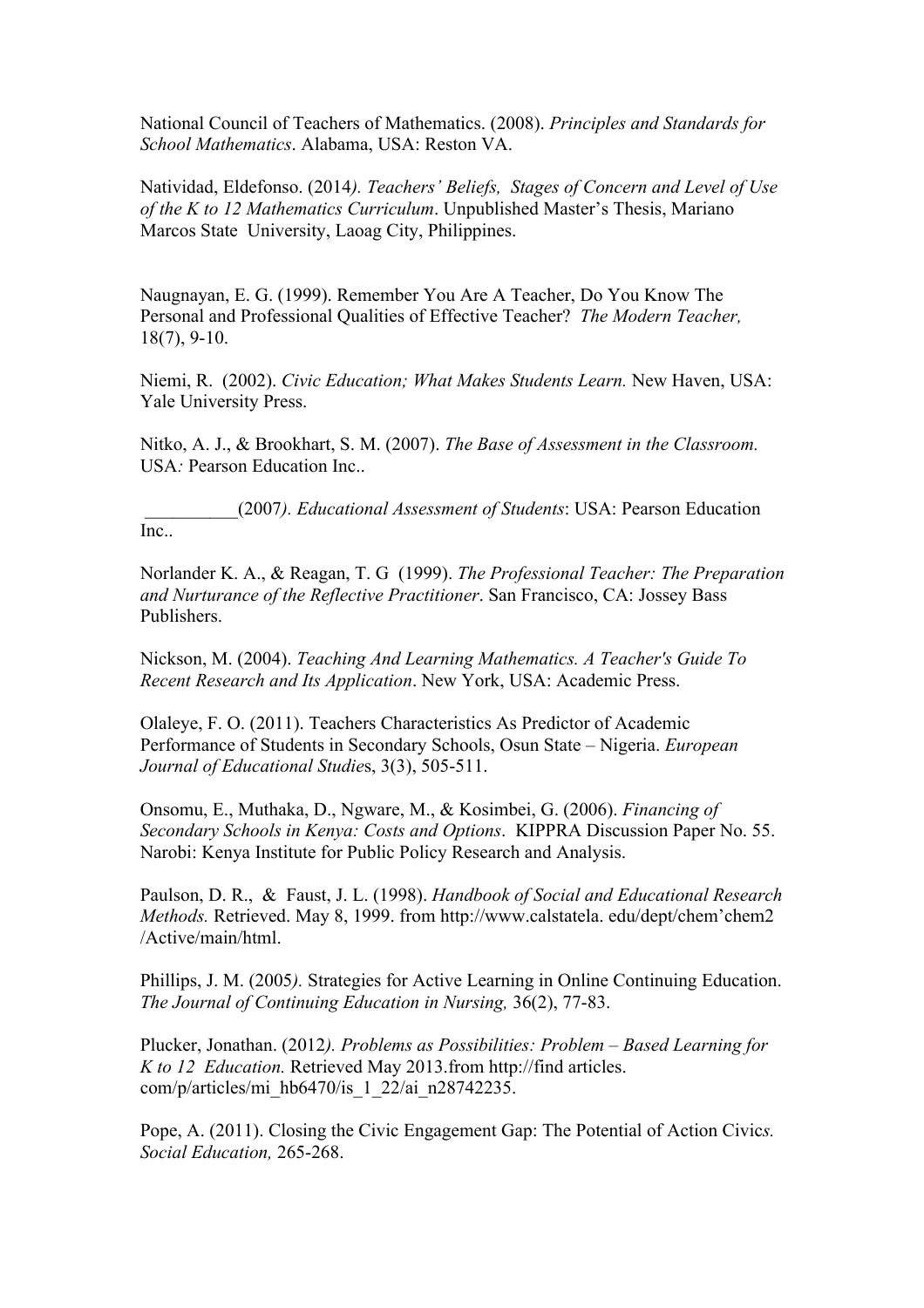National Council of Teachers of Mathematics. (2008). *Principles and Standards for School Mathematics*. Alabama, USA: Reston VA.

Natividad, Eldefonso. (2014*). Teachers' Beliefs, Stages of Concern and Level of Use of the K to 12 Mathematics Curriculum*. Unpublished Master's Thesis, Mariano Marcos State University, Laoag City, Philippines.

Naugnayan, E. G. (1999). Remember You Are A Teacher, Do You Know The Personal and Professional Qualities of Effective Teacher? *The Modern Teacher,* 18(7), 9-10.

Niemi, R. (2002). *Civic Education; What Makes Students Learn.* New Haven, USA: Yale University Press.

Nitko, A. J., & Brookhart, S. M. (2007). *The Base of Assessment in the Classroom.* USA*:* Pearson Education Inc..

__________(2007*). Educational Assessment of Students*: USA: Pearson Education Inc..

Norlander K. A., & Reagan, T. G (1999). *The Professional Teacher: The Preparation and Nurturance of the Reflective Practitioner*. San Francisco, CA: Jossey Bass Publishers.

Nickson, M. (2004). *Teaching And Learning Mathematics. A Teacher's Guide To Recent Research and Its Application*. New York, USA: Academic Press.

Olaleye, F. O. (2011). Teachers Characteristics As Predictor of Academic Performance of Students in Secondary Schools, Osun State – Nigeria. *European Journal of Educational Studie*s, 3(3), 505-511.

Onsomu, E., Muthaka, D., Ngware, M., & Kosimbei, G. (2006). *Financing of Secondary Schools in Kenya: Costs and Options*. KIPPRA Discussion Paper No. 55. Narobi: Kenya Institute for Public Policy Research and Analysis.

Paulson, D. R., & Faust, J. L. (1998). *Handbook of Social and Educational Research Methods.* Retrieved. May 8, 1999. from http://www.calstatela. edu/dept/chem'chem2 /Active/main/html.

Phillips, J. M. (2005*).* Strategies for Active Learning in Online Continuing Education. *The Journal of Continuing Education in Nursing,* 36(2), 77-83.

Plucker, Jonathan. (2012*). Problems as Possibilities: Problem – Based Learning for K to 12 Education.* Retrieved May 2013.from http://find articles. com/p/articles/mi_hb6470/is_1_22/ai_n28742235.

Pope, A. (2011). Closing the Civic Engagement Gap: The Potential of Action Civic*s. Social Education,* 265-268.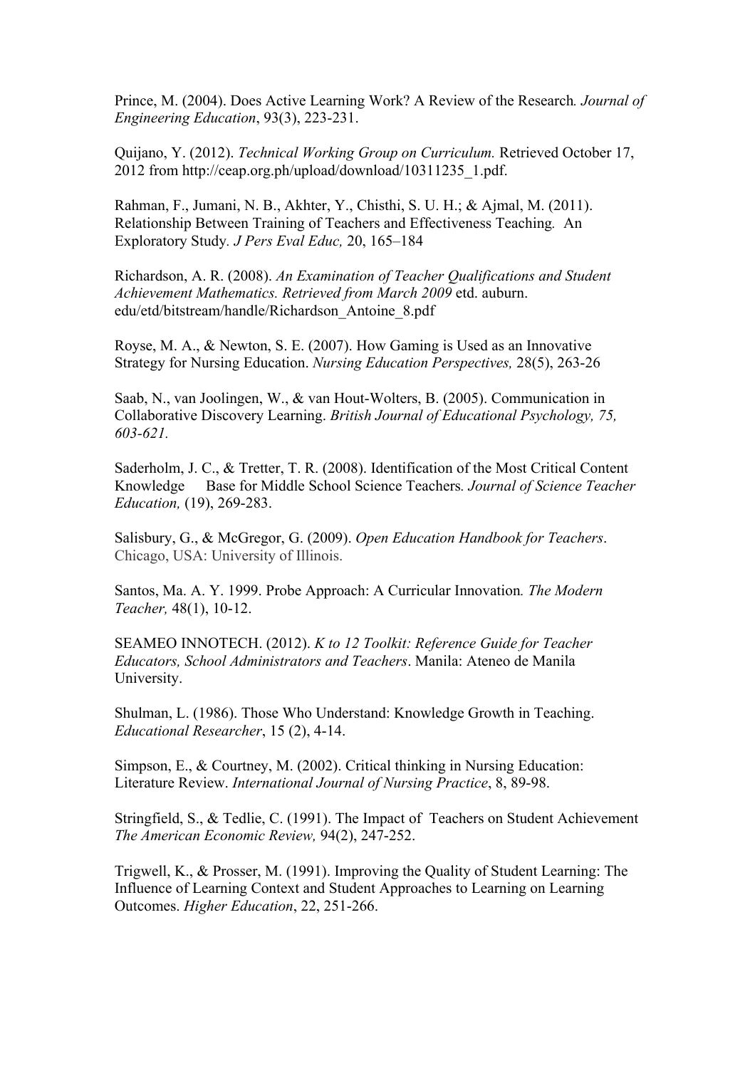Prince, M. (2004). Does Active Learning Work? A Review of the Research*. Journal of Engineering Education*, 93(3), 223-231.

Quijano, Y. (2012). *Technical Working Group on Curriculum.* Retrieved October 17, 2012 from http://ceap.org.ph/upload/download/10311235_1.pdf.

Rahman, F., Jumani, N. B., Akhter, Y., Chisthi, S. U. H.; & Ajmal, M. (2011). Relationship Between Training of Teachers and Effectiveness Teaching*.* An Exploratory Study*. J Pers Eval Educ,* 20, 165–184

Richardson, A. R. (2008). *An Examination of Teacher Qualifications and Student Achievement Mathematics. Retrieved from March 2009* etd. auburn. edu/etd/bitstream/handle/Richardson_Antoine_8.pdf

Royse, M. A., & Newton, S. E. (2007). How Gaming is Used as an Innovative Strategy for Nursing Education. *Nursing Education Perspectives,* 28(5), 263-26

Saab, N., van Joolingen, W., & van Hout-Wolters, B. (2005). Communication in Collaborative Discovery Learning. *British Journal of Educational Psychology, 75, 603-621.*

Saderholm, J. C., & Tretter, T. R. (2008). Identification of the Most Critical Content Knowledge Base for Middle School Science Teachers*. Journal of Science Teacher Education,* (19), 269-283.

Salisbury, G., & McGregor, G. (2009). *Open Education Handbook for Teachers*. Chicago, USA: University of Illinois.

Santos, Ma. A. Y. 1999. Probe Approach: A Curricular Innovation*. The Modern Teacher,* 48(1), 10-12.

SEAMEO INNOTECH. (2012). *K to 12 Toolkit: Reference Guide for Teacher Educators, School Administrators and Teachers*. Manila: Ateneo de Manila University.

Shulman, L. (1986). Those Who Understand: Knowledge Growth in Teaching. *Educational Researcher*, 15 (2), 4-14.

Simpson, E., & Courtney, M. (2002). Critical thinking in Nursing Education: Literature Review. *International Journal of Nursing Practice*, 8, 89-98.

Stringfield, S., & Tedlie, C. (1991). The Impact of Teachers on Student Achievement *The American Economic Review,* 94(2), 247-252.

Trigwell, K., & Prosser, M. (1991). Improving the Quality of Student Learning: The Influence of Learning Context and Student Approaches to Learning on Learning Outcomes. *Higher Education*, 22, 251-266.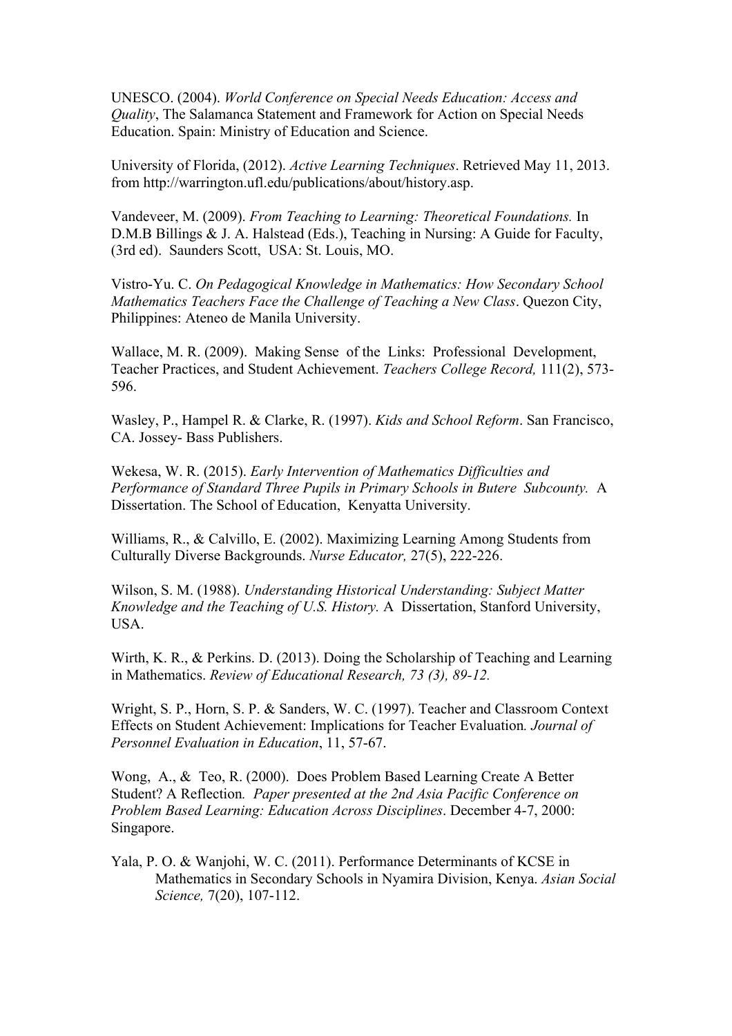UNESCO. (2004). *World Conference on Special Needs Education: Access and Quality*, The Salamanca Statement and Framework for Action on Special Needs Education. Spain: Ministry of Education and Science.

University of Florida, (2012). *Active Learning Techniques*. Retrieved May 11, 2013. from http://warrington.ufl.edu/publications/about/history.asp.

Vandeveer, M. (2009). *From Teaching to Learning: Theoretical Foundations.* In D.M.B Billings & J. A. Halstead (Eds.), Teaching in Nursing: A Guide for Faculty, (3rd ed). Saunders Scott, USA: St. Louis, MO.

Vistro-Yu. C. *On Pedagogical Knowledge in Mathematics: How Secondary School Mathematics Teachers Face the Challenge of Teaching a New Class*. Quezon City, Philippines: Ateneo de Manila University.

Wallace, M. R. (2009). Making Sense of the Links: Professional Development, Teacher Practices, and Student Achievement. *Teachers College Record,* 111(2), 573-596.

Wasley, P., Hampel R. & Clarke, R. (1997). *Kids and School Reform*. San Francisco, CA. Jossey- Bass Publishers.

Wekesa, W. R. (2015). *Early Intervention of Mathematics Difficulties and Performance of Standard Three Pupils in Primary Schools in Butere Subcounty.* A Dissertation. The School of Education, Kenyatta University.

Williams, R., & Calvillo, E. (2002). Maximizing Learning Among Students from Culturally Diverse Backgrounds. *Nurse Educator,* 27(5), 222-226.

Wilson, S. M. (1988). *Understanding Historical Understanding: Subject Matter Knowledge and the Teaching of U.S. History.* A Dissertation, Stanford University, USA.

Wirth, K. R., & Perkins. D. (2013). Doing the Scholarship of Teaching and Learning in Mathematics. *Review of Educational Research, 73 (3), 89-12.*

Wright, S. P., Horn, S. P. & Sanders, W. C. (1997). Teacher and Classroom Context Effects on Student Achievement: Implications for Teacher Evaluation*. Journal of Personnel Evaluation in Education*, 11, 57-67.

Wong, A., & Teo, R. (2000). Does Problem Based Learning Create A Better Student? A Reflection*. Paper presented at the 2nd Asia Pacific Conference on Problem Based Learning: Education Across Disciplines*. December 4-7, 2000: Singapore.

Yala, P. O. & Wanjohi, W. C. (2011). Performance Determinants of KCSE in Mathematics in Secondary Schools in Nyamira Division, Kenya. *Asian Social Science,* 7(20), 107-112.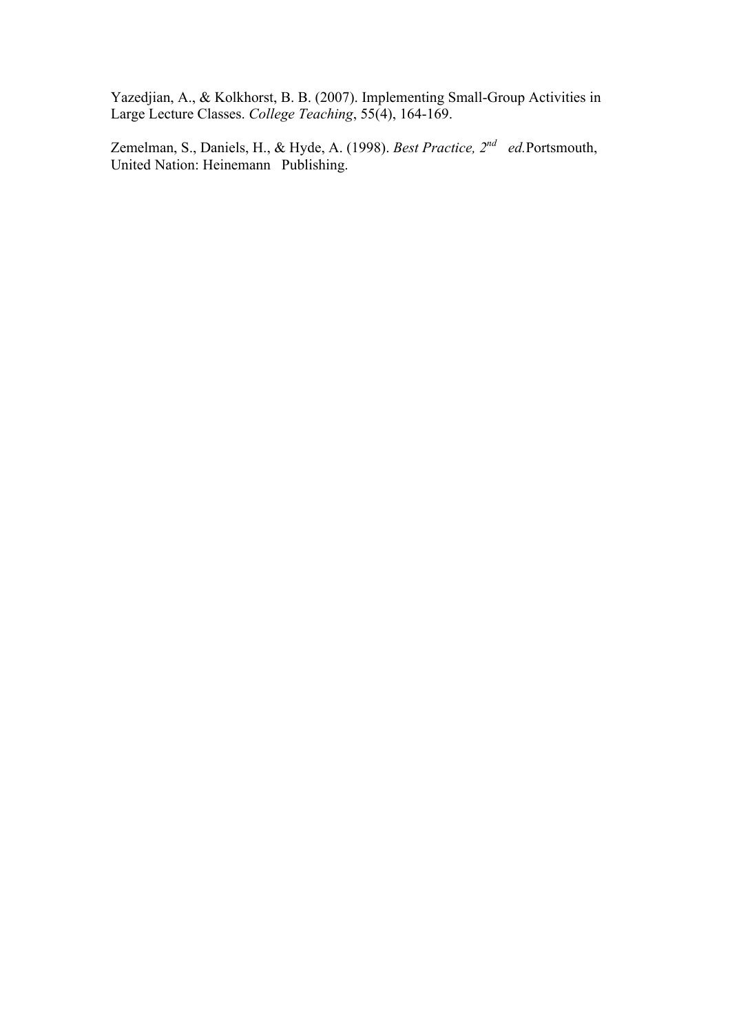Yazedjian, A., & Kolkhorst, B. B. (2007). Implementing Small-Group Activities in Large Lecture Classes. *College Teaching*, 55(4), 164-169.

Zemelman, S., Daniels, H., & Hyde, A. (1998). *Best Practice, 2nd ed.*Portsmouth, United Nation: Heinemann Publishing.